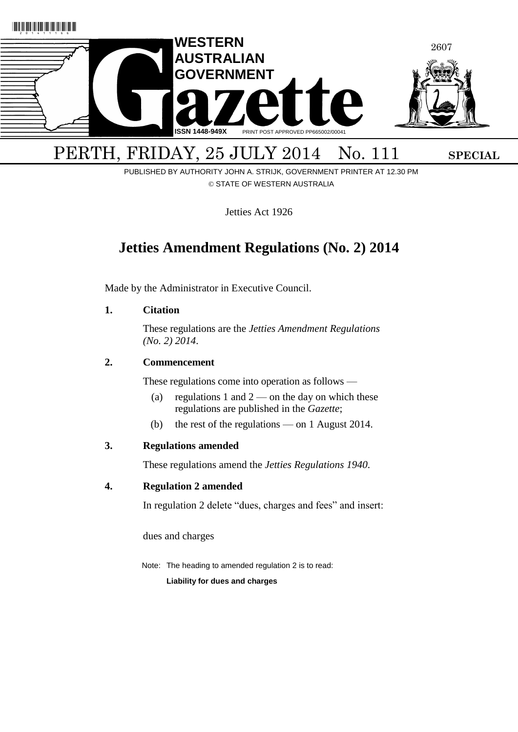# WESTERN AUSTRALIAN GOVERNMENT Gazette

ISSN 1448-949X PRINT POST APPROVED PP665002/00041

PERTH, FRIDAY, 25 JULY 2014 No. 111 **SPECIAL**

PUBLISHED BY AUTHORITY JOHN A. STRIJK, GOVERNMENT PRINTER AT 12.30 PM

© STATE OF WESTERN AUSTRALIA

Jetties Act 1926

## Jetties Amendment Regulations (No. 2) 2014

Made by the Administrator in Executive Council.

**1. Citation**

These regulations are the *Jetties Amendment Regulations (No. 2) 2014*.

**2. Commencement**

These regulations come into operation as follows —

(a) regulations 1 and 2 — on the day on which these regulations are published in the *Gazette*;

(b) the rest of the regulations — on 1 August 2014.

**3. Regulations amended**

These regulations amend the *Jetties Regulations 1940*.

**4. Regulation 2 amended**

In regulation 2 delete "dues, charges and fees" and insert:

dues and charges

Note: The heading to amended regulation 2 is to read:

**Liability for dues and charges**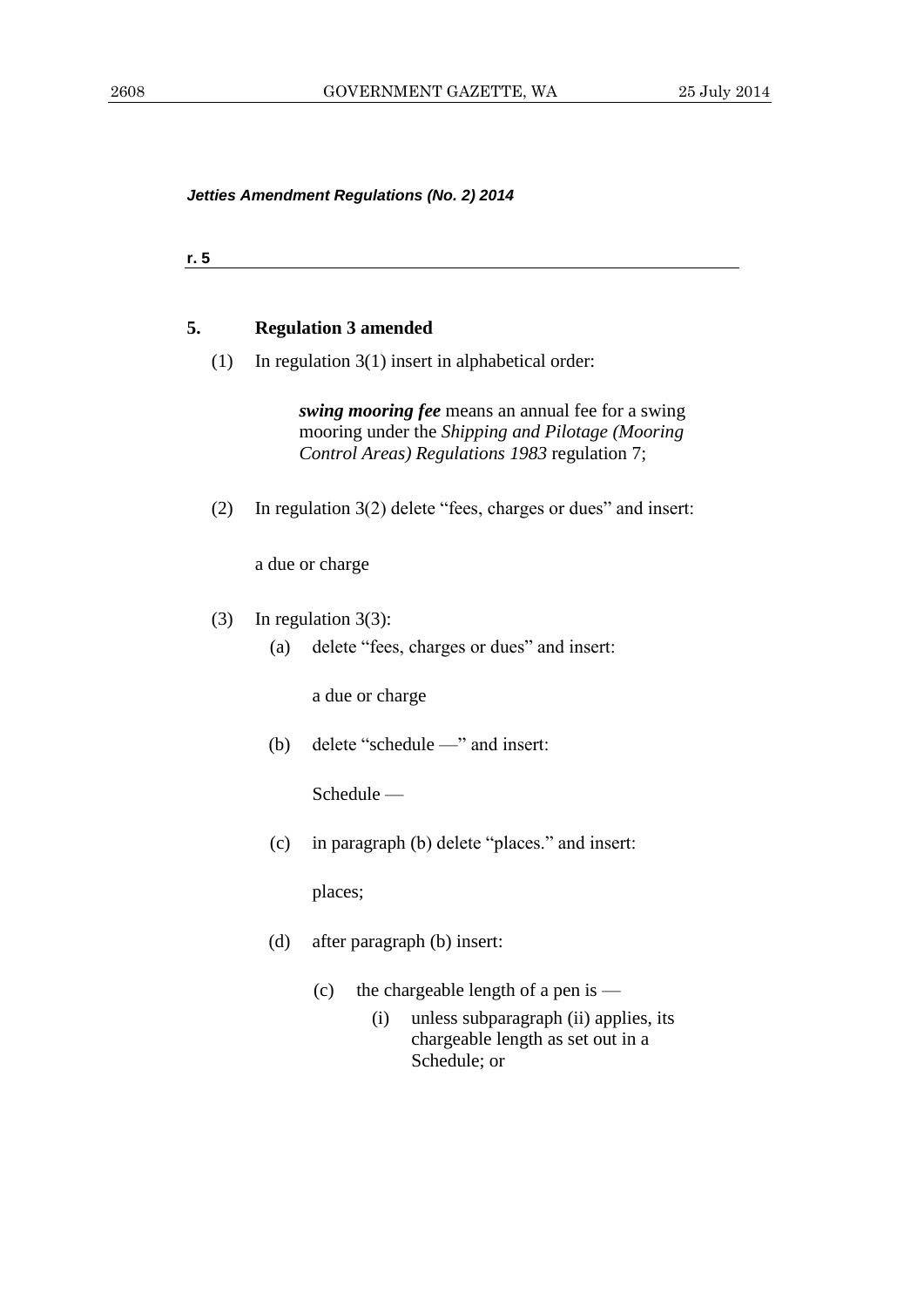*Jetties Amendment Regulations (No. 2) 2014*

r. 5

**5. Regulation 3 amended**

(1) In regulation 3(1) insert in alphabetical order:

> ***swing mooring fee*** means an annual fee for a swing mooring under the *Shipping and Pilotage (Mooring Control Areas) Regulations 1983* regulation 7;

(2) In regulation 3(2) delete "fees, charges or dues" and insert:

> a due or charge

(3) In regulation 3(3):

(a) delete "fees, charges or dues" and insert:

> a due or charge

(b) delete "schedule —" and insert:

> Schedule —

(c) in paragraph (b) delete "places." and insert:

> places;

(d) after paragraph (b) insert:

> (c) the chargeable length of a pen is —
>
> (i) unless subparagraph (ii) applies, its chargeable length as set out in a Schedule; or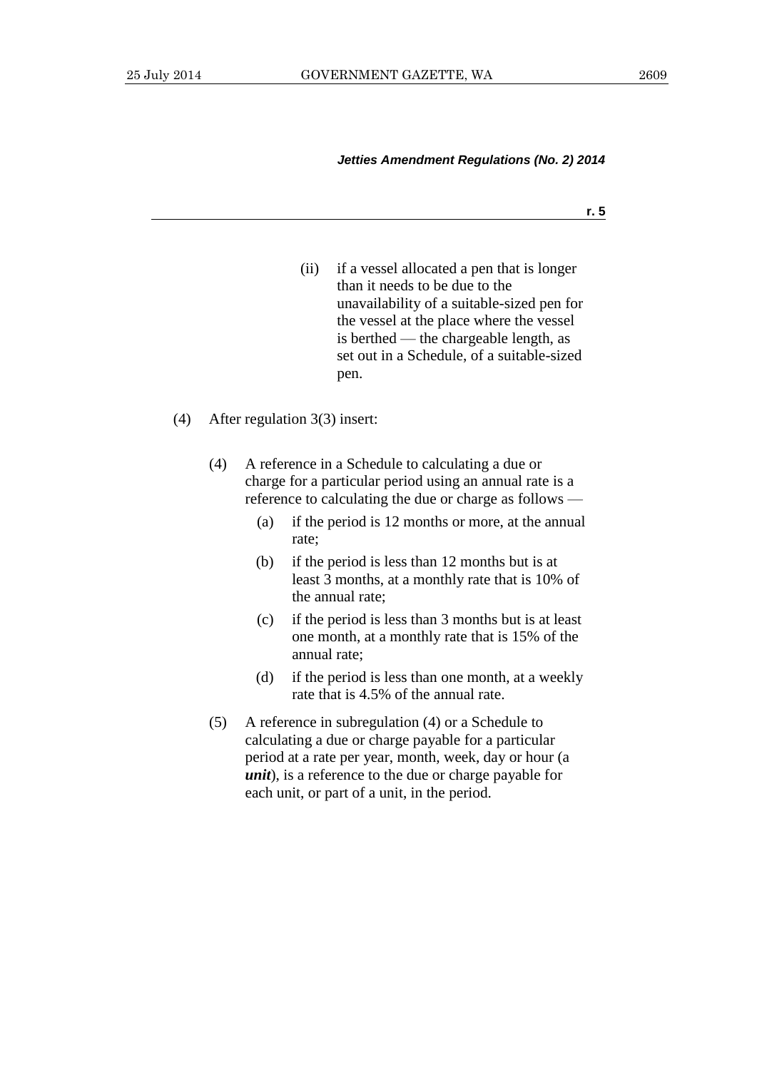(ii) if a vessel allocated a pen that is longer than it needs to be due to the unavailability of a suitable-sized pen for the vessel at the place where the vessel is berthed — the chargeable length, as set out in a Schedule, of a suitable-sized pen.

(4) After regulation 3(3) insert:

> (4) A reference in a Schedule to calculating a due or charge for a particular period using an annual rate is a reference to calculating the due or charge as follows —
>
> (a) if the period is 12 months or more, at the annual rate;
>
> (b) if the period is less than 12 months but is at least 3 months, at a monthly rate that is 10% of the annual rate;
>
> (c) if the period is less than 3 months but is at least one month, at a monthly rate that is 15% of the annual rate;
>
> (d) if the period is less than one month, at a weekly rate that is 4.5% of the annual rate.
>
> (5) A reference in subregulation (4) or a Schedule to calculating a due or charge payable for a particular period at a rate per year, month, week, day or hour (a ***unit***), is a reference to the due or charge payable for each unit, or part of a unit, in the period.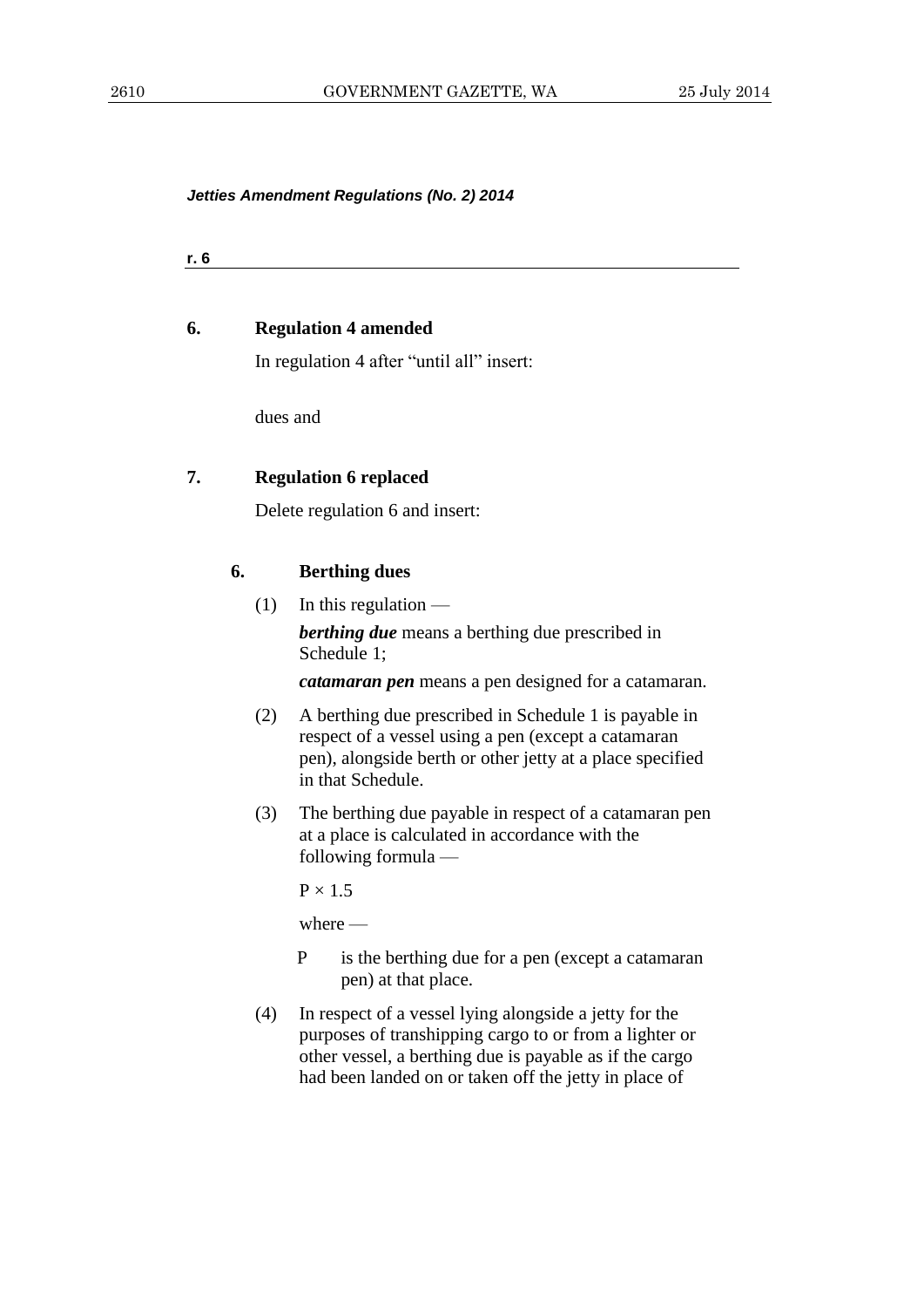*Jetties Amendment Regulations (No. 2) 2014*

**r. 6**

### 6. Regulation 4 amended

In regulation 4 after "until all" insert:

dues and

### 7. Regulation 6 replaced

Delete regulation 6 and insert:

#### 6. Berthing dues

(1) In this regulation —

***berthing due*** means a berthing due prescribed in Schedule 1;

***catamaran pen*** means a pen designed for a catamaran.

(2) A berthing due prescribed in Schedule 1 is payable in respect of a vessel using a pen (except a catamaran pen), alongside berth or other jetty at a place specified in that Schedule.

(3) The berthing due payable in respect of a catamaran pen at a place is calculated in accordance with the following formula —

$P \times 1.5$

where —

P is the berthing due for a pen (except a catamaran pen) at that place.

(4) In respect of a vessel lying alongside a jetty for the purposes of transhipping cargo to or from a lighter or other vessel, a berthing due is payable as if the cargo had been landed on or taken off the jetty in place of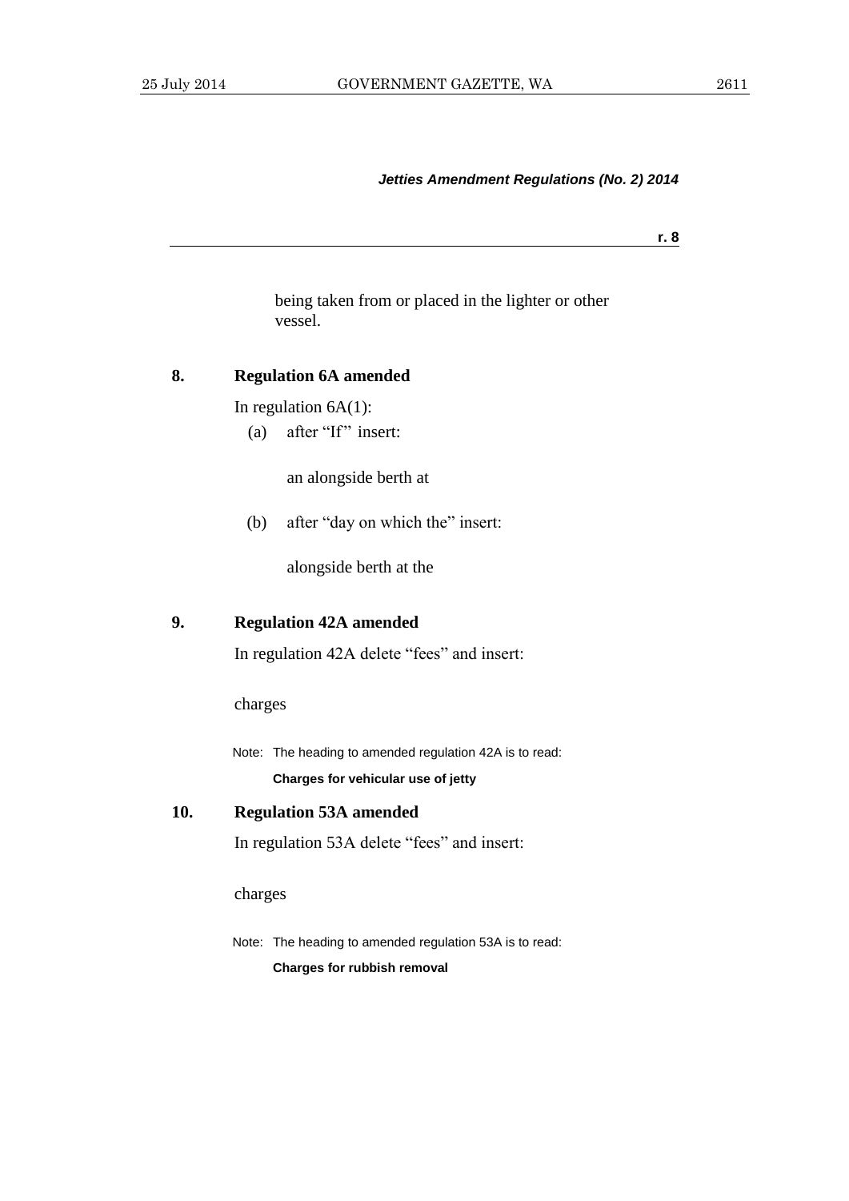being taken from or placed in the lighter or other vessel.

### 8. Regulation 6A amended

In regulation 6A(1):

(a) after "If" insert:

an alongside berth at

(b) after "day on which the" insert:

alongside berth at the

### 9. Regulation 42A amended

In regulation 42A delete "fees" and insert:

charges

Note: The heading to amended regulation 42A is to read:

**Charges for vehicular use of jetty**

### 10. Regulation 53A amended

In regulation 53A delete "fees" and insert:

charges

Note: The heading to amended regulation 53A is to read:

**Charges for rubbish removal**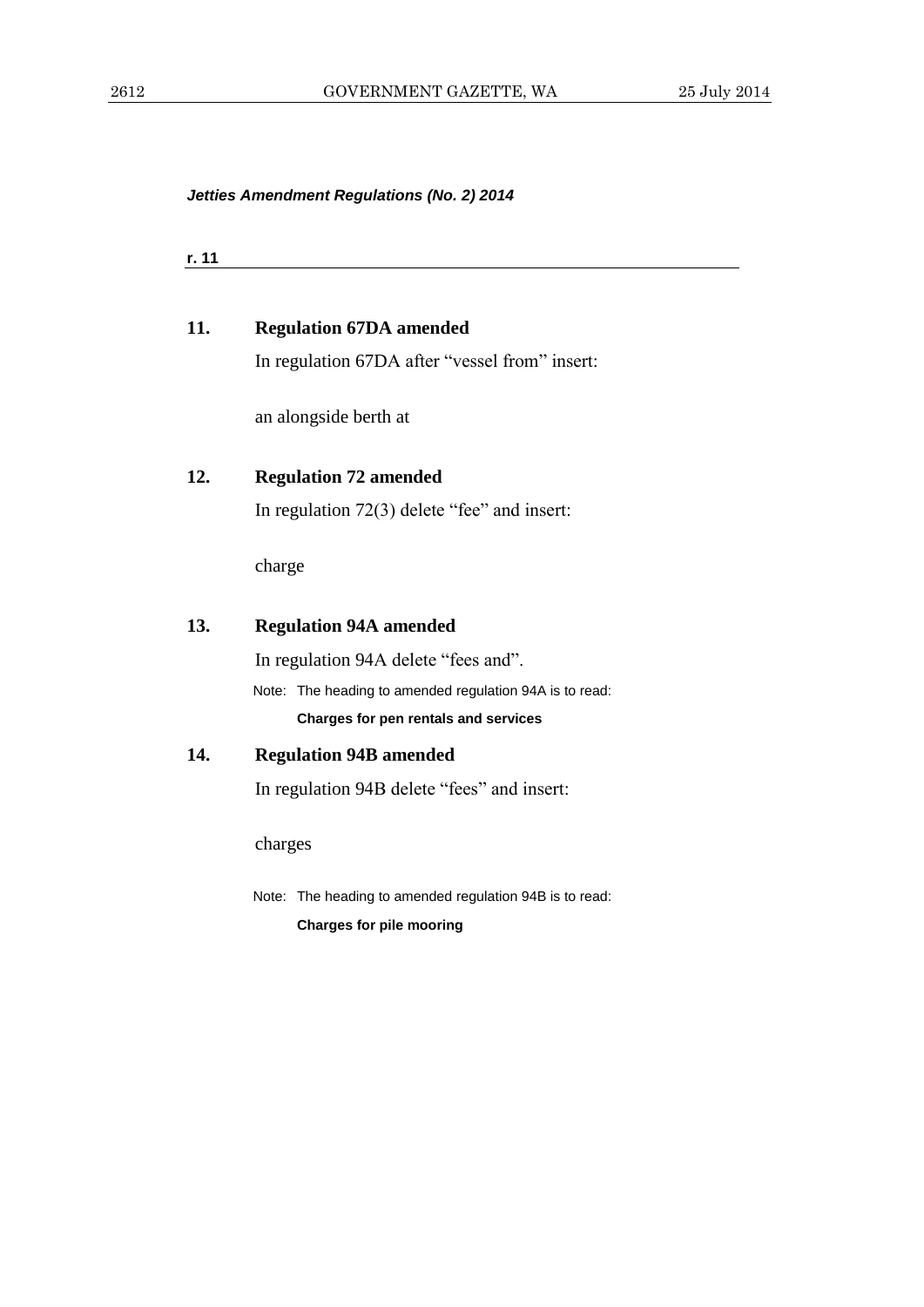## 11. Regulation 67DA amended

In regulation 67DA after "vessel from" insert:

an alongside berth at

## 12. Regulation 72 amended

In regulation 72(3) delete "fee" and insert:

charge

## 13. Regulation 94A amended

In regulation 94A delete "fees and".

Note: The heading to amended regulation 94A is to read:

**Charges for pen rentals and services**

## 14. Regulation 94B amended

In regulation 94B delete "fees" and insert:

charges

Note: The heading to amended regulation 94B is to read:

**Charges for pile mooring**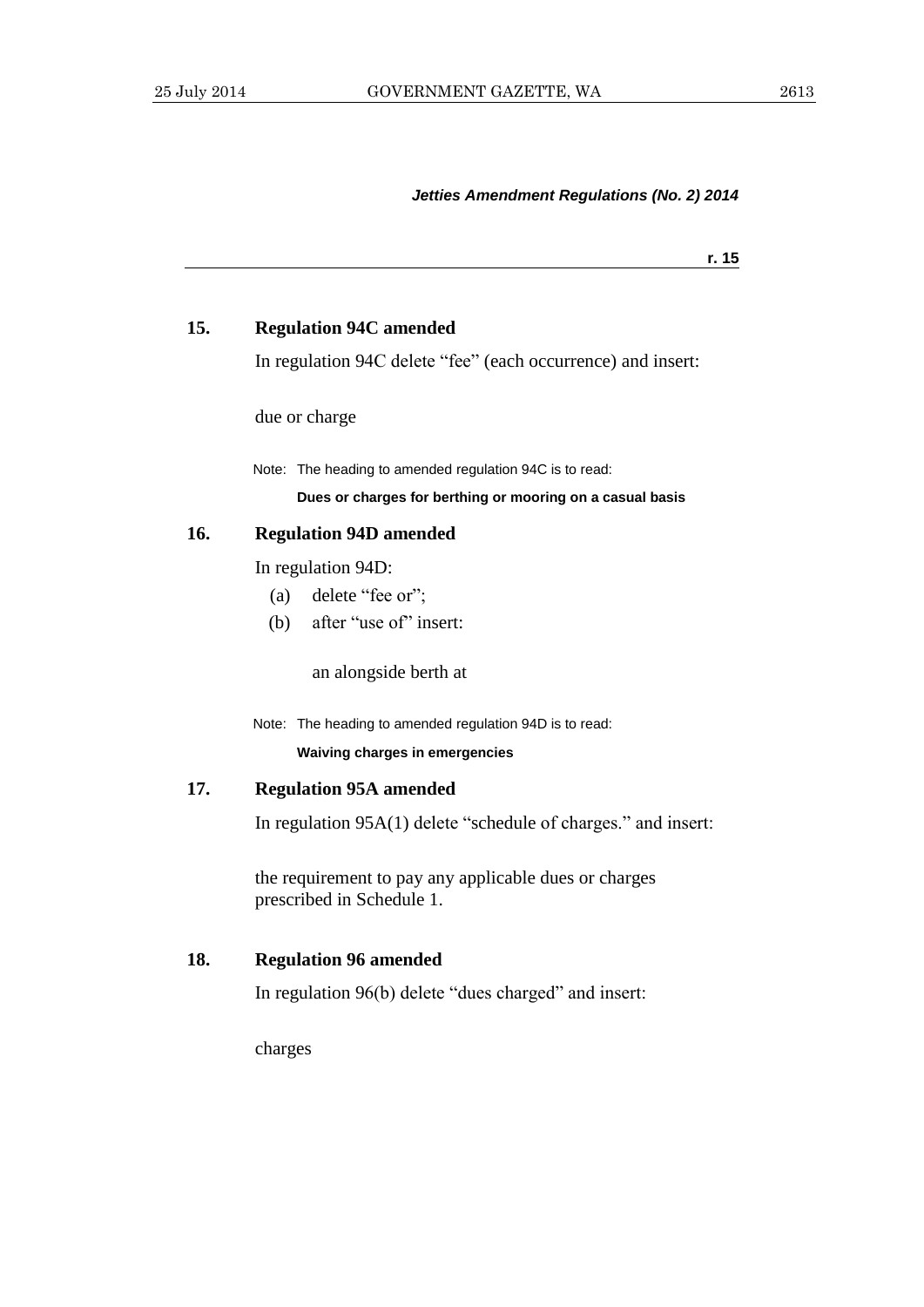## 15. Regulation 94C amended

In regulation 94C delete "fee" (each occurrence) and insert:

> due or charge

Note: The heading to amended regulation 94C is to read:

**Dues or charges for berthing or mooring on a casual basis**

## 16. Regulation 94D amended

In regulation 94D:

(a) delete "fee or";

(b) after "use of" insert:

> an alongside berth at

Note: The heading to amended regulation 94D is to read:

**Waiving charges in emergencies**

## 17. Regulation 95A amended

In regulation 95A(1) delete "schedule of charges." and insert:

> the requirement to pay any applicable dues or charges prescribed in Schedule 1.

## 18. Regulation 96 amended

In regulation 96(b) delete "dues charged" and insert:

> charges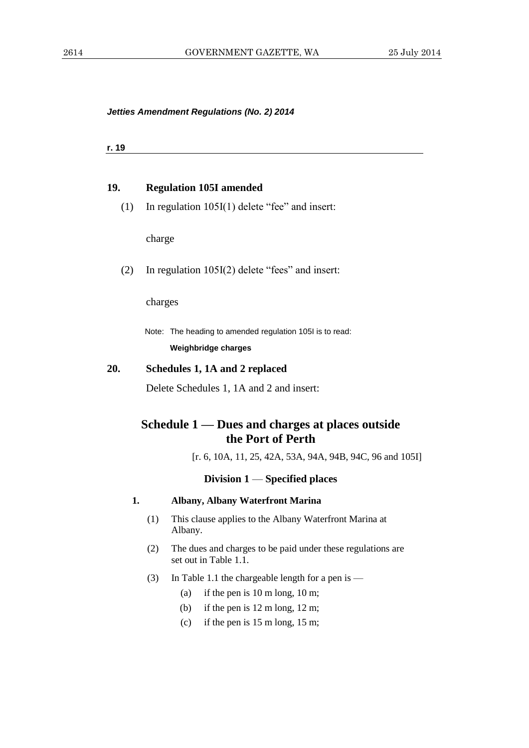*Jetties Amendment Regulations (No. 2) 2014*

**r. 19**

### 19. Regulation 105I amended

(1) In regulation 105I(1) delete "fee" and insert:

charge

(2) In regulation 105I(2) delete "fees" and insert:

charges

Note: The heading to amended regulation 105I is to read:

**Weighbridge charges**

### 20. Schedules 1, 1A and 2 replaced

Delete Schedules 1, 1A and 2 and insert:

## Schedule 1 — Dues and charges at places outside the Port of Perth

[r. 6, 10A, 11, 25, 42A, 53A, 94A, 94B, 94C, 96 and 105I]

### Division 1 — Specified places

#### 1. Albany, Albany Waterfront Marina

(1) This clause applies to the Albany Waterfront Marina at Albany.

(2) The dues and charges to be paid under these regulations are set out in Table 1.1.

(3) In Table 1.1 the chargeable length for a pen is —

(a) if the pen is 10 m long, 10 m;

(b) if the pen is 12 m long, 12 m;

(c) if the pen is 15 m long, 15 m;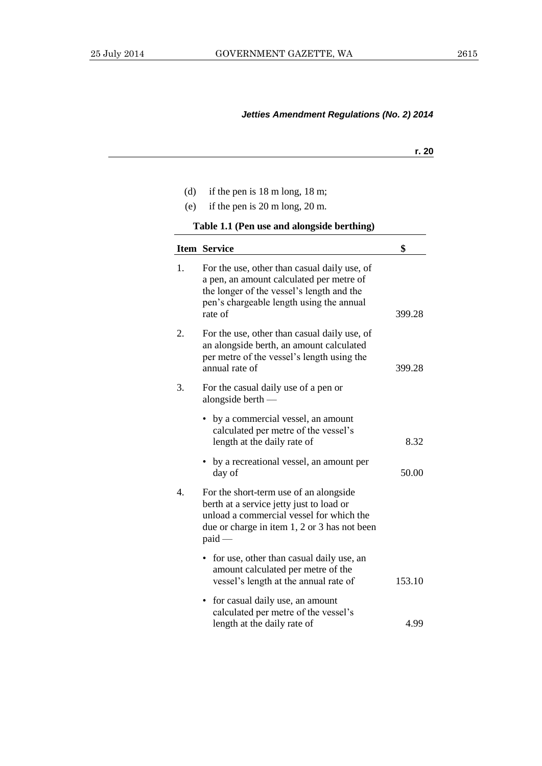(d) if the pen is 18 m long, 18 m;

(e) if the pen is 20 m long, 20 m.

**Table 1.1 (Pen use and alongside berthing)**

| Item | Service | $ |
|---|---|---|
| 1. | For the use, other than casual daily use, of a pen, an amount calculated per metre of the longer of the vessel's length and the pen's chargeable length using the annual rate of | 399.28 |
| 2. | For the use, other than casual daily use, of an alongside berth, an amount calculated per metre of the vessel's length using the annual rate of | 399.28 |
| 3. | For the casual daily use of a pen or alongside berth — | |
| | • by a commercial vessel, an amount calculated per metre of the vessel's length at the daily rate of | 8.32 |
| | • by a recreational vessel, an amount per day of | 50.00 |
| 4. | For the short-term use of an alongside berth at a service jetty just to load or unload a commercial vessel for which the due or charge in item 1, 2 or 3 has not been paid — | |
| | • for use, other than casual daily use, an amount calculated per metre of the vessel's length at the annual rate of | 153.10 |
| | • for casual daily use, an amount calculated per metre of the vessel's length at the daily rate of | 4.99 |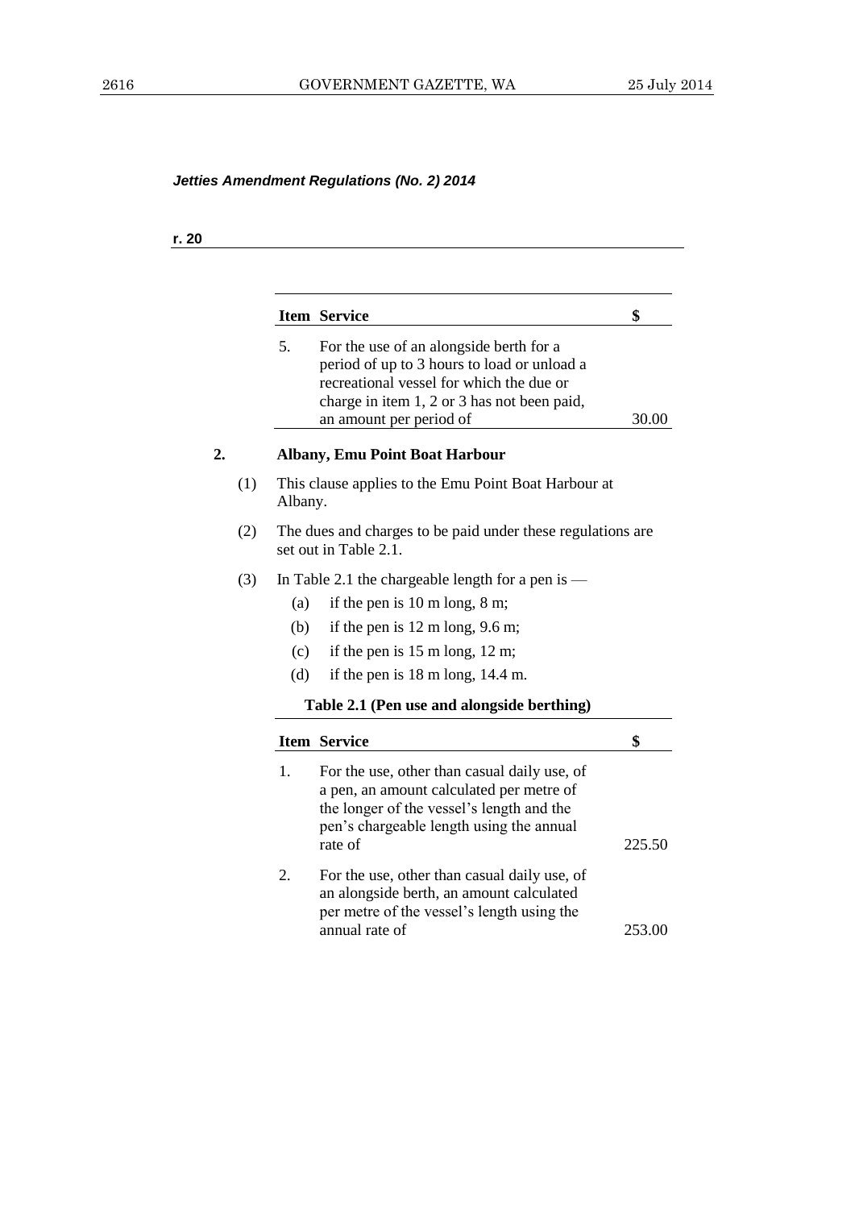*Jetties Amendment Regulations (No. 2) 2014*

**r. 20**

| Item | Service | $ |
|---|---|---|
| 5. | For the use of an alongside berth for a period of up to 3 hours to load or unload a recreational vessel for which the due or charge in item 1, 2 or 3 has not been paid, an amount per period of | 30.00 |

**2. Albany, Emu Point Boat Harbour**

(1) This clause applies to the Emu Point Boat Harbour at Albany.

(2) The dues and charges to be paid under these regulations are set out in Table 2.1.

(3) In Table 2.1 the chargeable length for a pen is —

(a) if the pen is 10 m long, 8 m;

(b) if the pen is 12 m long, 9.6 m;

(c) if the pen is 15 m long, 12 m;

(d) if the pen is 18 m long, 14.4 m.

**Table 2.1 (Pen use and alongside berthing)**

| Item | Service | $ |
|---|---|---|
| 1. | For the use, other than casual daily use, of a pen, an amount calculated per metre of the longer of the vessel's length and the pen's chargeable length using the annual rate of | 225.50 |
| 2. | For the use, other than casual daily use, of an alongside berth, an amount calculated per metre of the vessel's length using the annual rate of | 253.00 |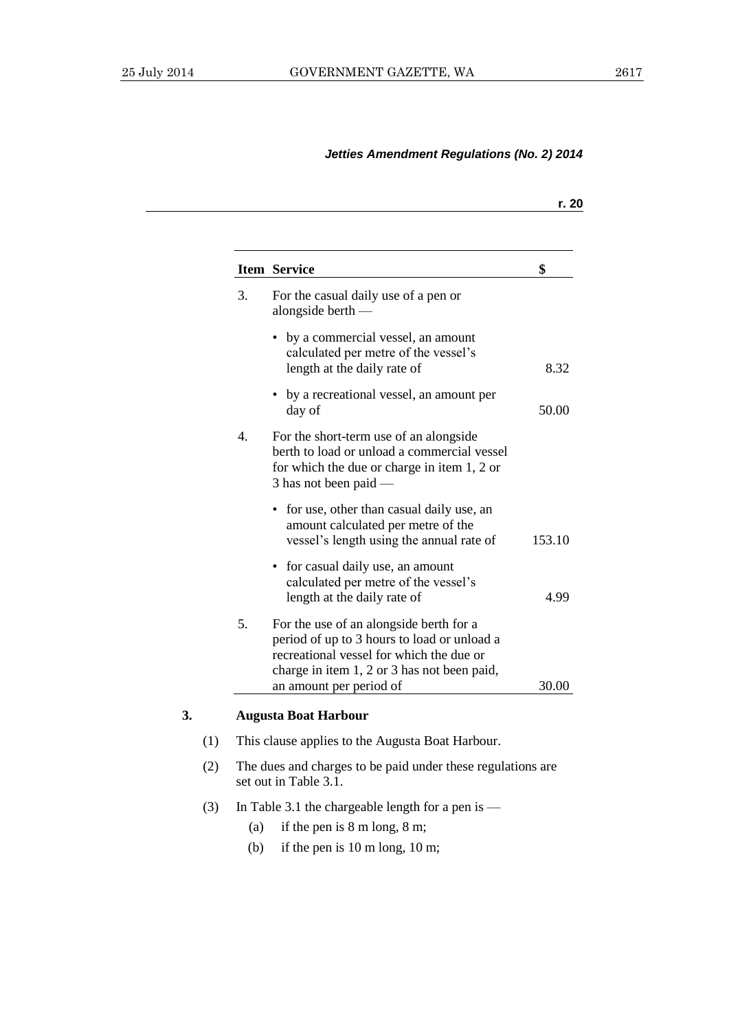| Item | Service | $ |
|---|---|---|
| 3. | For the casual daily use of a pen or alongside berth — | |
| | • by a commercial vessel, an amount calculated per metre of the vessel's length at the daily rate of | 8.32 |
| | • by a recreational vessel, an amount per day of | 50.00 |
| 4. | For the short-term use of an alongside berth to load or unload a commercial vessel for which the due or charge in item 1, 2 or 3 has not been paid — | |
| | • for use, other than casual daily use, an amount calculated per metre of the vessel's length using the annual rate of | 153.10 |
| | • for casual daily use, an amount calculated per metre of the vessel's length at the daily rate of | 4.99 |
| 5. | For the use of an alongside berth for a period of up to 3 hours to load or unload a recreational vessel for which the due or charge in item 1, 2 or 3 has not been paid, an amount per period of | 30.00 |

**3. Augusta Boat Harbour**

(1) This clause applies to the Augusta Boat Harbour.

(2) The dues and charges to be paid under these regulations are set out in Table 3.1.

(3) In Table 3.1 the chargeable length for a pen is —

(a) if the pen is 8 m long, 8 m;

(b) if the pen is 10 m long, 10 m;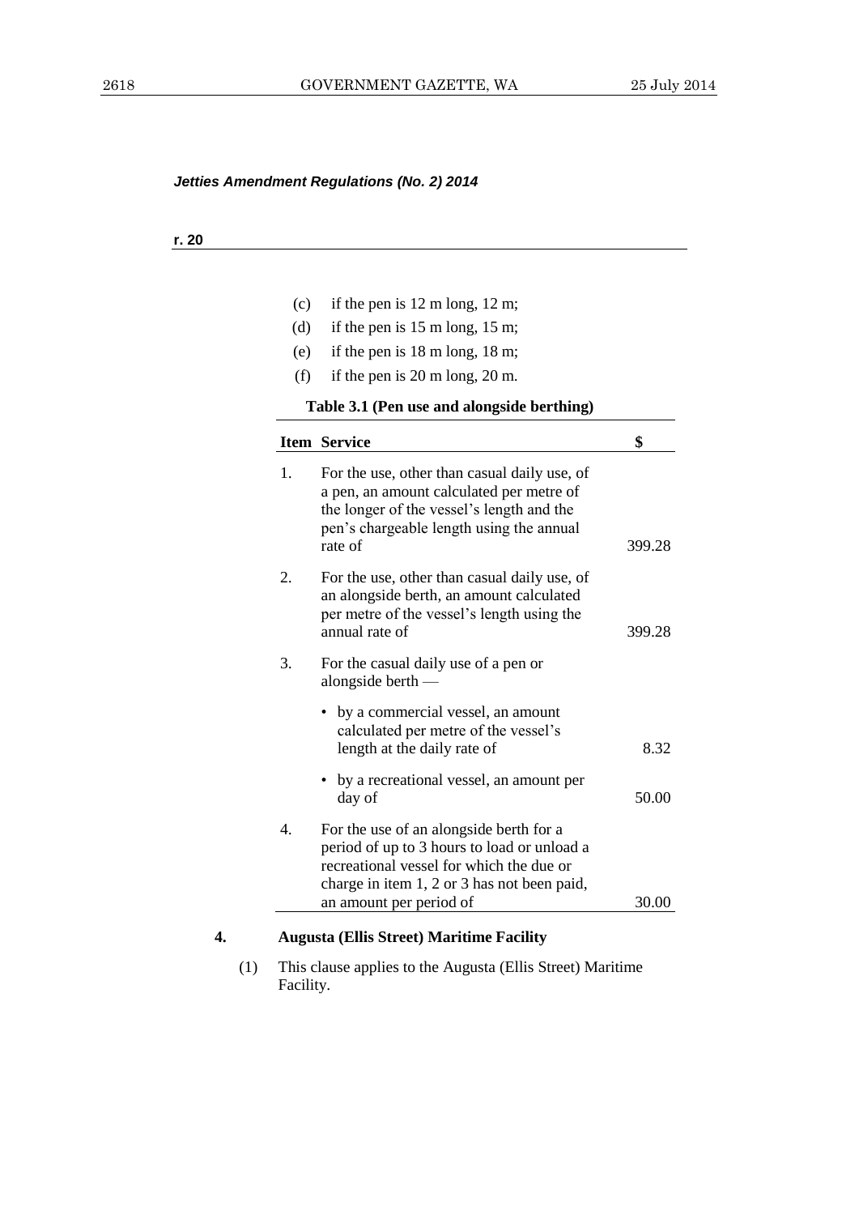(c) if the pen is 12 m long, 12 m;

(d) if the pen is 15 m long, 15 m;

(e) if the pen is 18 m long, 18 m;

(f) if the pen is 20 m long, 20 m.

**Table 3.1 (Pen use and alongside berthing)**

| Item | Service | $ |
|---|---|---|
| 1. | For the use, other than casual daily use, of a pen, an amount calculated per metre of the longer of the vessel's length and the pen's chargeable length using the annual rate of | 399.28 |
| 2. | For the use, other than casual daily use, of an alongside berth, an amount calculated per metre of the vessel's length using the annual rate of | 399.28 |
| 3. | For the casual daily use of a pen or alongside berth — | |
| | • by a commercial vessel, an amount calculated per metre of the vessel's length at the daily rate of | 8.32 |
| | • by a recreational vessel, an amount per day of | 50.00 |
| 4. | For the use of an alongside berth for a period of up to 3 hours to load or unload a recreational vessel for which the due or charge in item 1, 2 or 3 has not been paid, an amount per period of | 30.00 |

**4. Augusta (Ellis Street) Maritime Facility**

(1) This clause applies to the Augusta (Ellis Street) Maritime Facility.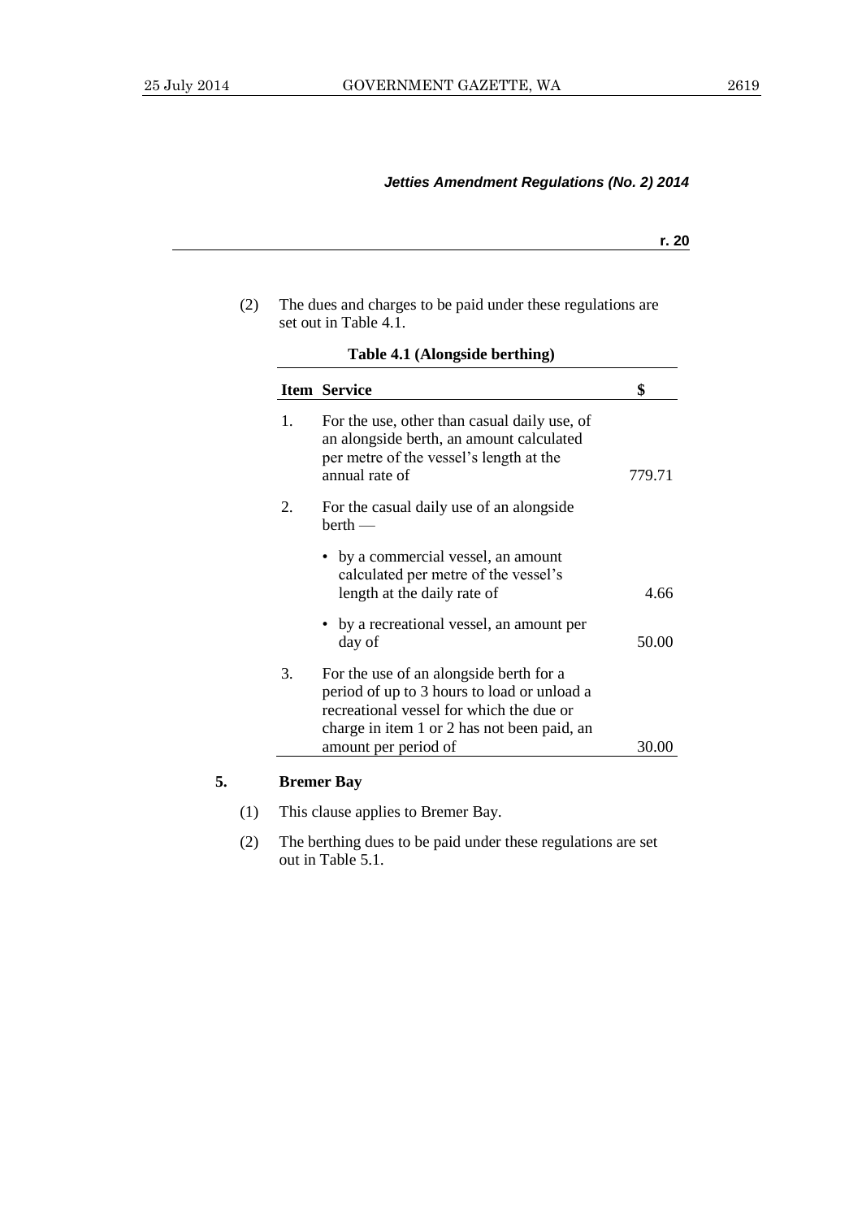(2) The dues and charges to be paid under these regulations are set out in Table 4.1.

**Table 4.1 (Alongside berthing)**

| Item | Service | $ |
|---|---|---|
| 1. | For the use, other than casual daily use, of an alongside berth, an amount calculated per metre of the vessel's length at the annual rate of | 779.71 |
| 2. | For the casual daily use of an alongside berth — | |
| | • by a commercial vessel, an amount calculated per metre of the vessel's length at the daily rate of | 4.66 |
| | • by a recreational vessel, an amount per day of | 50.00 |
| 3. | For the use of an alongside berth for a period of up to 3 hours to load or unload a recreational vessel for which the due or charge in item 1 or 2 has not been paid, an amount per period of | 30.00 |

## 5. Bremer Bay

(1) This clause applies to Bremer Bay.

(2) The berthing dues to be paid under these regulations are set out in Table 5.1.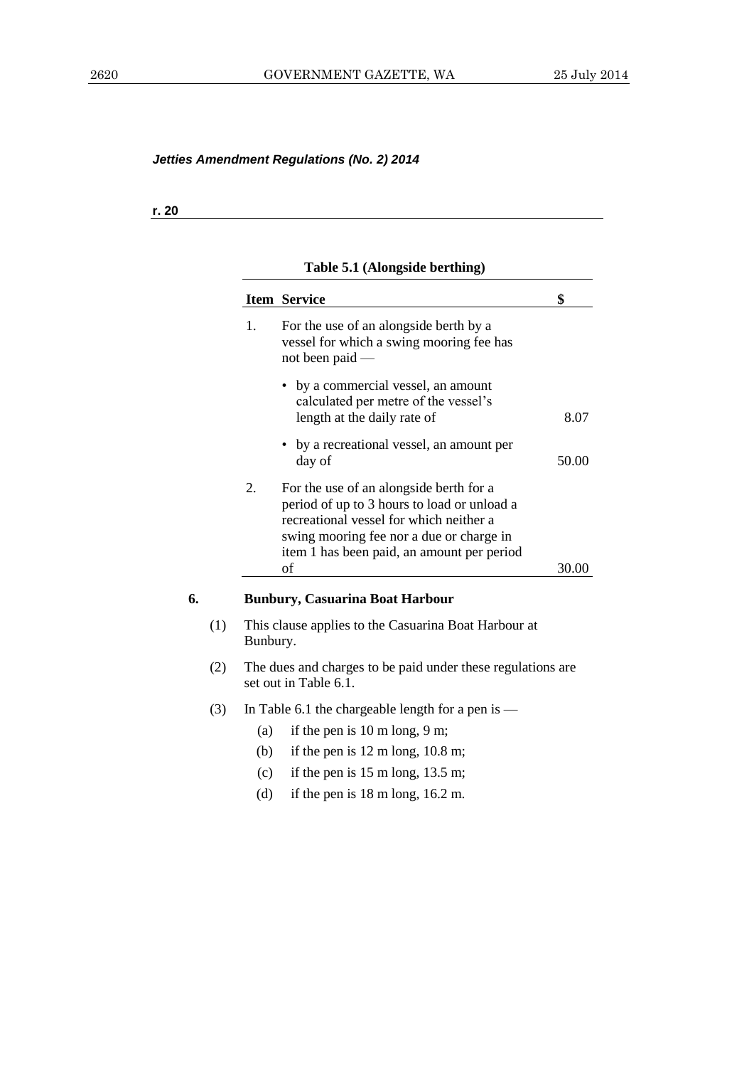*Jetties Amendment Regulations (No. 2) 2014*

**r. 20**

**Table 5.1 (Alongside berthing)**

| Item | Service | $ |
|---|---|---|
| 1. | For the use of an alongside berth by a vessel for which a swing mooring fee has not been paid — | |
| | • by a commercial vessel, an amount calculated per metre of the vessel's length at the daily rate of | 8.07 |
| | • by a recreational vessel, an amount per day of | 50.00 |
| 2. | For the use of an alongside berth for a period of up to 3 hours to load or unload a recreational vessel for which neither a swing mooring fee nor a due or charge in item 1 has been paid, an amount per period of | 30.00 |

**6. Bunbury, Casuarina Boat Harbour**

(1) This clause applies to the Casuarina Boat Harbour at Bunbury.

(2) The dues and charges to be paid under these regulations are set out in Table 6.1.

(3) In Table 6.1 the chargeable length for a pen is —

(a) if the pen is 10 m long, 9 m;

(b) if the pen is 12 m long, 10.8 m;

(c) if the pen is 15 m long, 13.5 m;

(d) if the pen is 18 m long, 16.2 m.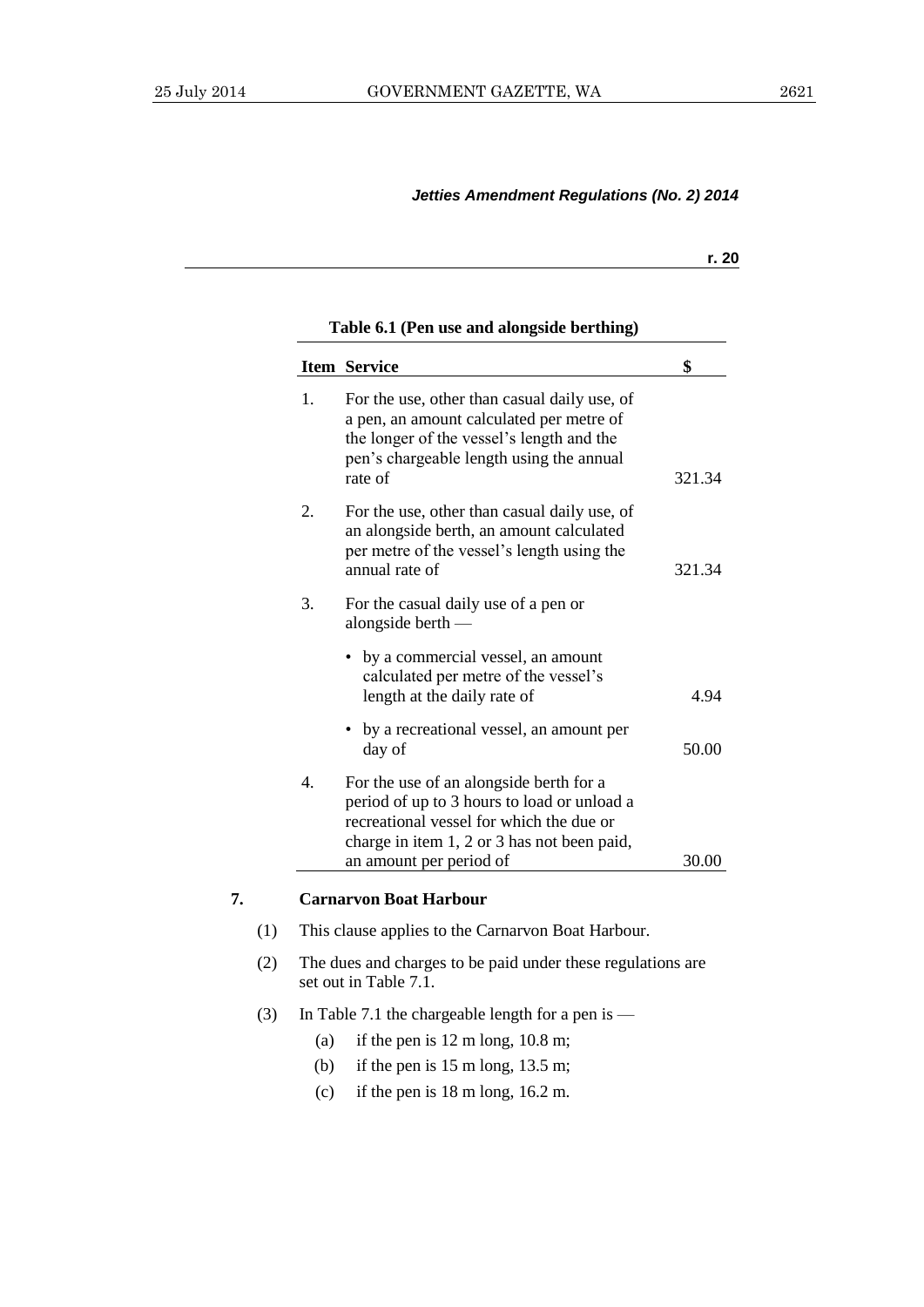*Jetties Amendment Regulations (No. 2) 2014*

**r. 20**

**Table 6.1 (Pen use and alongside berthing)**

| Item | Service | $ |
|---|---|---|
| 1. | For the use, other than casual daily use, of a pen, an amount calculated per metre of the longer of the vessel's length and the pen's chargeable length using the annual rate of | 321.34 |
| 2. | For the use, other than casual daily use, of an alongside berth, an amount calculated per metre of the vessel's length using the annual rate of | 321.34 |
| 3. | For the casual daily use of a pen or alongside berth — | |
| | • by a commercial vessel, an amount calculated per metre of the vessel's length at the daily rate of | 4.94 |
| | • by a recreational vessel, an amount per day of | 50.00 |
| 4. | For the use of an alongside berth for a period of up to 3 hours to load or unload a recreational vessel for which the due or charge in item 1, 2 or 3 has not been paid, an amount per period of | 30.00 |

**7. Carnarvon Boat Harbour**

(1) This clause applies to the Carnarvon Boat Harbour.

(2) The dues and charges to be paid under these regulations are set out in Table 7.1.

(3) In Table 7.1 the chargeable length for a pen is —

(a) if the pen is 12 m long, 10.8 m;

(b) if the pen is 15 m long, 13.5 m;

(c) if the pen is 18 m long, 16.2 m.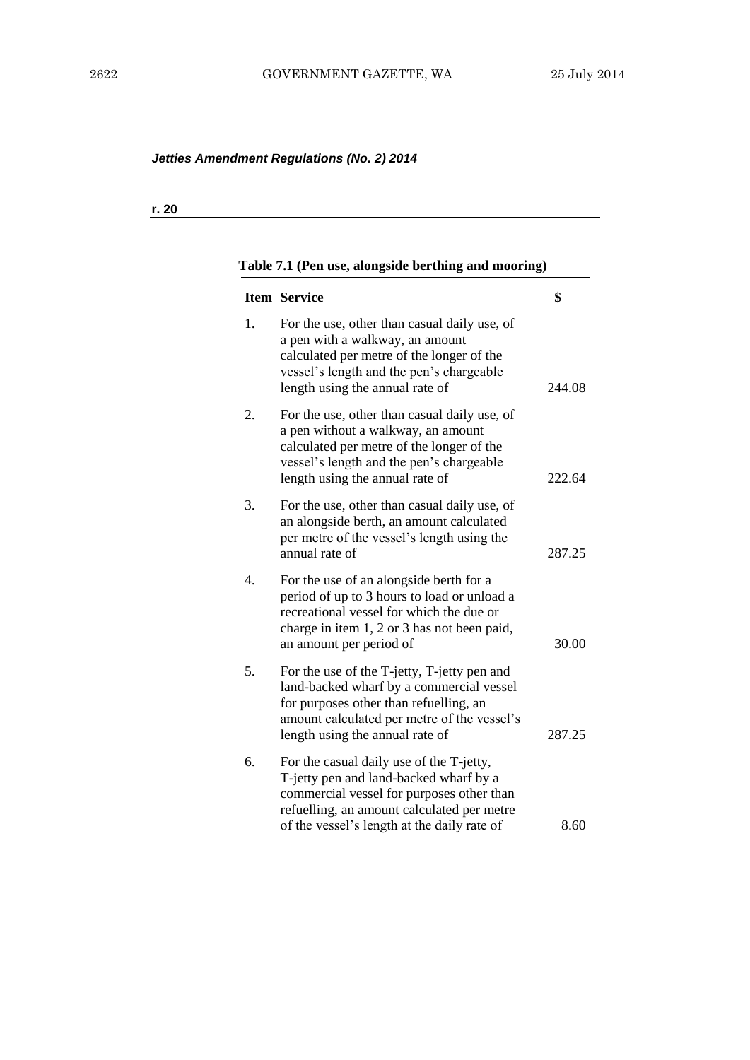*Jetties Amendment Regulations (No. 2) 2014*

**r. 20**

**Table 7.1 (Pen use, alongside berthing and mooring)**

| Item | Service | $ |
|---|---|---|
| 1. | For the use, other than casual daily use, of a pen with a walkway, an amount calculated per metre of the longer of the vessel's length and the pen's chargeable length using the annual rate of | 244.08 |
| 2. | For the use, other than casual daily use, of a pen without a walkway, an amount calculated per metre of the longer of the vessel's length and the pen's chargeable length using the annual rate of | 222.64 |
| 3. | For the use, other than casual daily use, of an alongside berth, an amount calculated per metre of the vessel's length using the annual rate of | 287.25 |
| 4. | For the use of an alongside berth for a period of up to 3 hours to load or unload a recreational vessel for which the due or charge in item 1, 2 or 3 has not been paid, an amount per period of | 30.00 |
| 5. | For the use of the T-jetty, T-jetty pen and land-backed wharf by a commercial vessel for purposes other than refuelling, an amount calculated per metre of the vessel's length using the annual rate of | 287.25 |
| 6. | For the casual daily use of the T-jetty, T-jetty pen and land-backed wharf by a commercial vessel for purposes other than refuelling, an amount calculated per metre of the vessel's length at the daily rate of | 8.60 |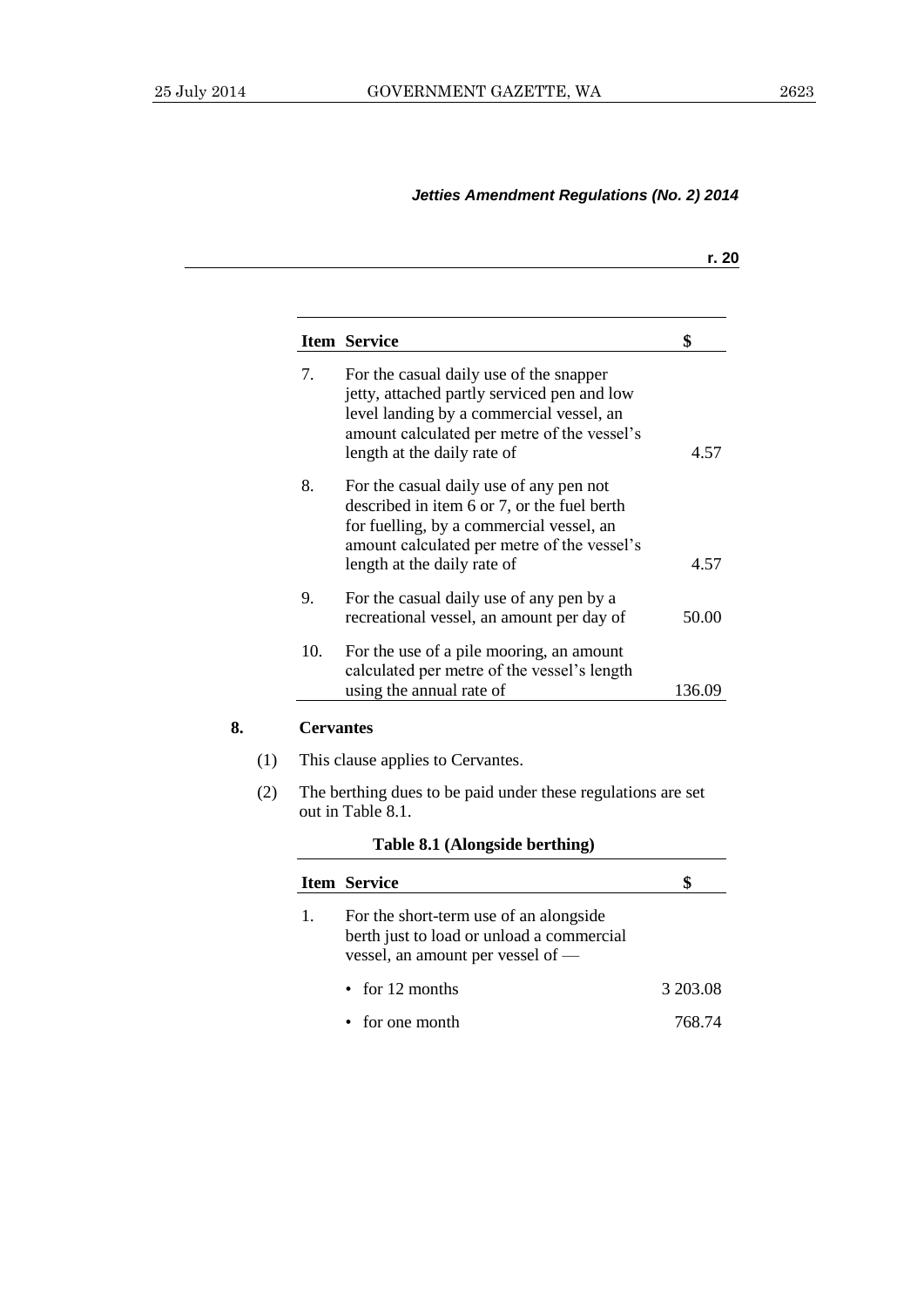| Item | Service | $ |
|---|---|---|
| 7. | For the casual daily use of the snapper jetty, attached partly serviced pen and low level landing by a commercial vessel, an amount calculated per metre of the vessel's length at the daily rate of | 4.57 |
| 8. | For the casual daily use of any pen not described in item 6 or 7, or the fuel berth for fuelling, by a commercial vessel, an amount calculated per metre of the vessel's length at the daily rate of | 4.57 |
| 9. | For the casual daily use of any pen by a recreational vessel, an amount per day of | 50.00 |
| 10. | For the use of a pile mooring, an amount calculated per metre of the vessel's length using the annual rate of | 136.09 |

**8. Cervantes**

(1) This clause applies to Cervantes.

(2) The berthing dues to be paid under these regulations are set out in Table 8.1.

**Table 8.1 (Alongside berthing)**

| Item | Service | $ |
|---|---|---|
| 1. | For the short-term use of an alongside berth just to load or unload a commercial vessel, an amount per vessel of — | |
| | • for 12 months | 3 203.08 |
| | • for one month | 768.74 |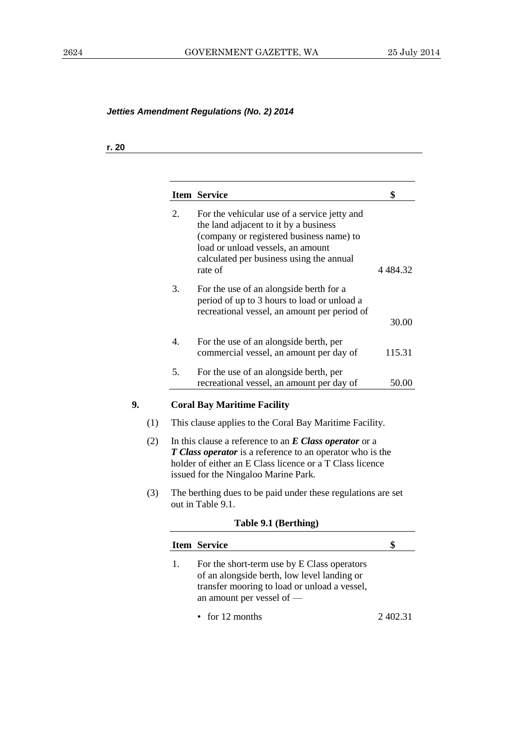*Jetties Amendment Regulations (No. 2) 2014*

**r. 20**

| Item | Service | $ |
|---|---|---|
| 2. | For the vehicular use of a service jetty and the land adjacent to it by a business (company or registered business name) to load or unload vessels, an amount calculated per business using the annual rate of | 4 484.32 |
| 3. | For the use of an alongside berth for a period of up to 3 hours to load or unload a recreational vessel, an amount per period of | 30.00 |
| 4. | For the use of an alongside berth, per commercial vessel, an amount per day of | 115.31 |
| 5. | For the use of an alongside berth, per recreational vessel, an amount per day of | 50.00 |

**9. Coral Bay Maritime Facility**

(1) This clause applies to the Coral Bay Maritime Facility.

(2) In this clause a reference to an ***E Class operator*** or a ***T Class operator*** is a reference to an operator who is the holder of either an E Class licence or a T Class licence issued for the Ningaloo Marine Park.

(3) The berthing dues to be paid under these regulations are set out in Table 9.1.

**Table 9.1 (Berthing)**

| Item | Service | $ |
|---|---|---|
| 1. | For the short-term use by E Class operators of an alongside berth, low level landing or transfer mooring to load or unload a vessel, an amount per vessel of — | |
| | • for 12 months | 2 402.31 |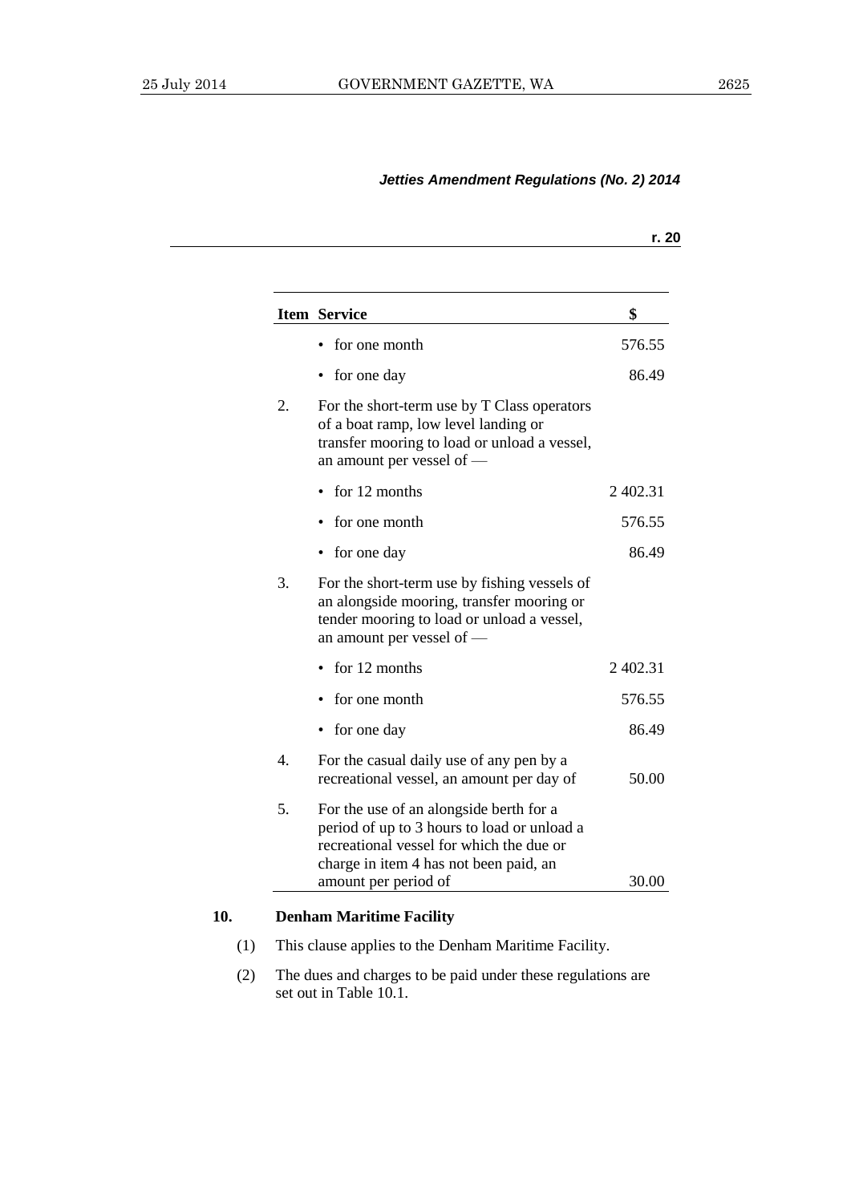| Item | Service | $ |
|---|---|---|
| | • for one month | 576.55 |
| | • for one day | 86.49 |
| 2. | For the short-term use by T Class operators of a boat ramp, low level landing or transfer mooring to load or unload a vessel, an amount per vessel of — | |
| | • for 12 months | 2 402.31 |
| | • for one month | 576.55 |
| | • for one day | 86.49 |
| 3. | For the short-term use by fishing vessels of an alongside mooring, transfer mooring or tender mooring to load or unload a vessel, an amount per vessel of — | |
| | • for 12 months | 2 402.31 |
| | • for one month | 576.55 |
| | • for one day | 86.49 |
| 4. | For the casual daily use of any pen by a recreational vessel, an amount per day of | 50.00 |
| 5. | For the use of an alongside berth for a period of up to 3 hours to load or unload a recreational vessel for which the due or charge in item 4 has not been paid, an amount per period of | 30.00 |

**10. Denham Maritime Facility**

(1) This clause applies to the Denham Maritime Facility.

(2) The dues and charges to be paid under these regulations are set out in Table 10.1.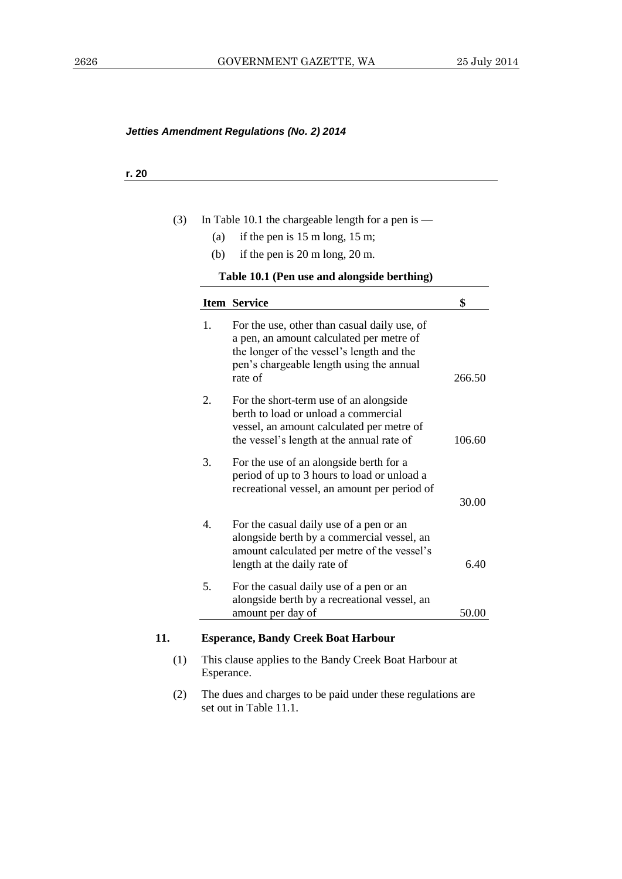*Jetties Amendment Regulations (No. 2) 2014*

**r. 20**

(3) In Table 10.1 the chargeable length for a pen is —

(a) if the pen is 15 m long, 15 m;

(b) if the pen is 20 m long, 20 m.

**Table 10.1 (Pen use and alongside berthing)**

| Item | Service | $ |
|---|---|---|
| 1. | For the use, other than casual daily use, of a pen, an amount calculated per metre of the longer of the vessel's length and the pen's chargeable length using the annual rate of | 266.50 |
| 2. | For the short-term use of an alongside berth to load or unload a commercial vessel, an amount calculated per metre of the vessel's length at the annual rate of | 106.60 |
| 3. | For the use of an alongside berth for a period of up to 3 hours to load or unload a recreational vessel, an amount per period of | 30.00 |
| 4. | For the casual daily use of a pen or an alongside berth by a commercial vessel, an amount calculated per metre of the vessel's length at the daily rate of | 6.40 |
| 5. | For the casual daily use of a pen or an alongside berth by a recreational vessel, an amount per day of | 50.00 |

**11. Esperance, Bandy Creek Boat Harbour**

(1) This clause applies to the Bandy Creek Boat Harbour at Esperance.

(2) The dues and charges to be paid under these regulations are set out in Table 11.1.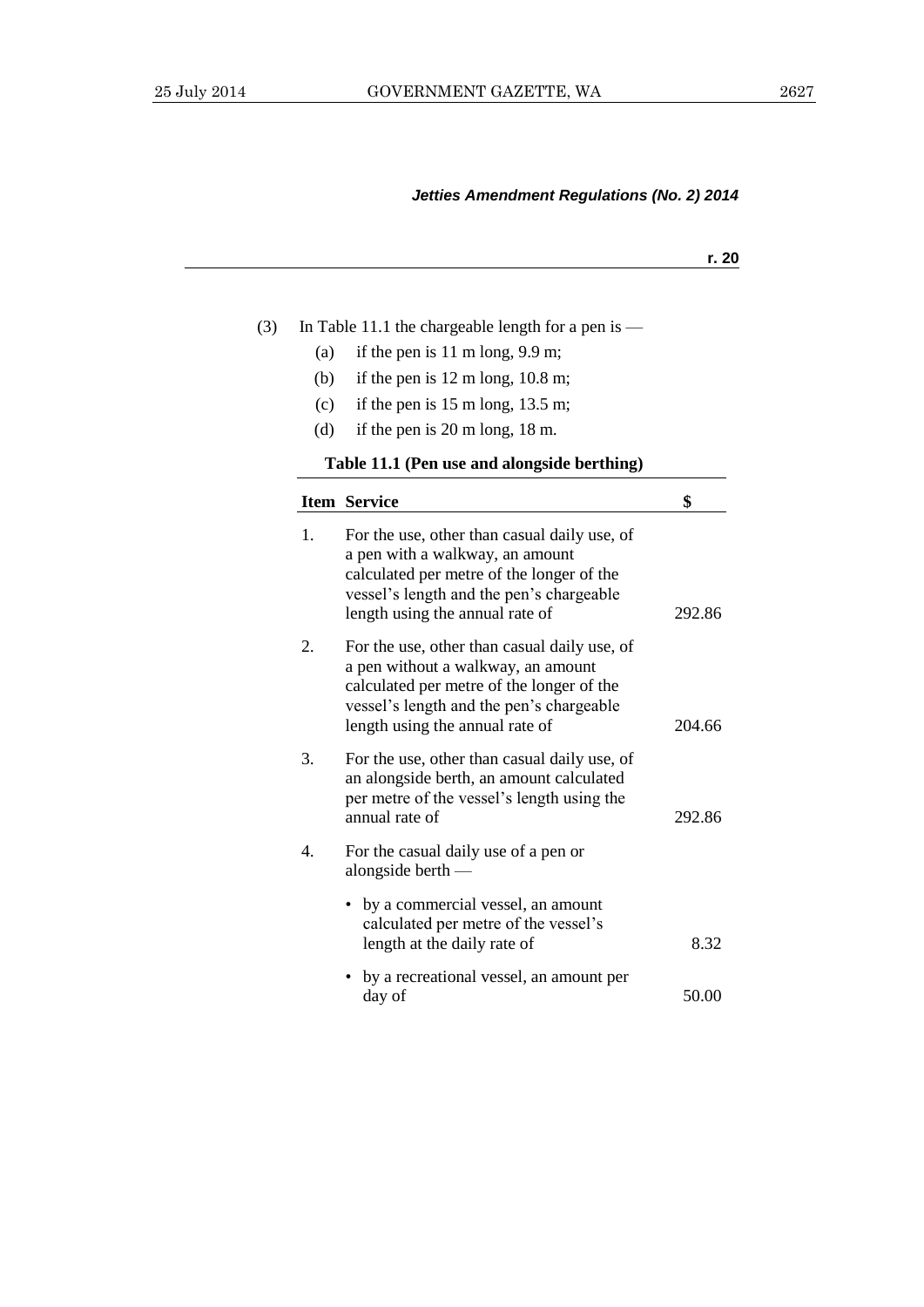(3) In Table 11.1 the chargeable length for a pen is —

(a) if the pen is 11 m long, 9.9 m;

(b) if the pen is 12 m long, 10.8 m;

(c) if the pen is 15 m long, 13.5 m;

(d) if the pen is 20 m long, 18 m.

**Table 11.1 (Pen use and alongside berthing)**

| Item | Service | $ |
|---|---|---|
| 1. | For the use, other than casual daily use, of a pen with a walkway, an amount calculated per metre of the longer of the vessel's length and the pen's chargeable length using the annual rate of | 292.86 |
| 2. | For the use, other than casual daily use, of a pen without a walkway, an amount calculated per metre of the longer of the vessel's length and the pen's chargeable length using the annual rate of | 204.66 |
| 3. | For the use, other than casual daily use, of an alongside berth, an amount calculated per metre of the vessel's length using the annual rate of | 292.86 |
| 4. | For the casual daily use of a pen or alongside berth — | |
| | • by a commercial vessel, an amount calculated per metre of the vessel's length at the daily rate of | 8.32 |
| | • by a recreational vessel, an amount per day of | 50.00 |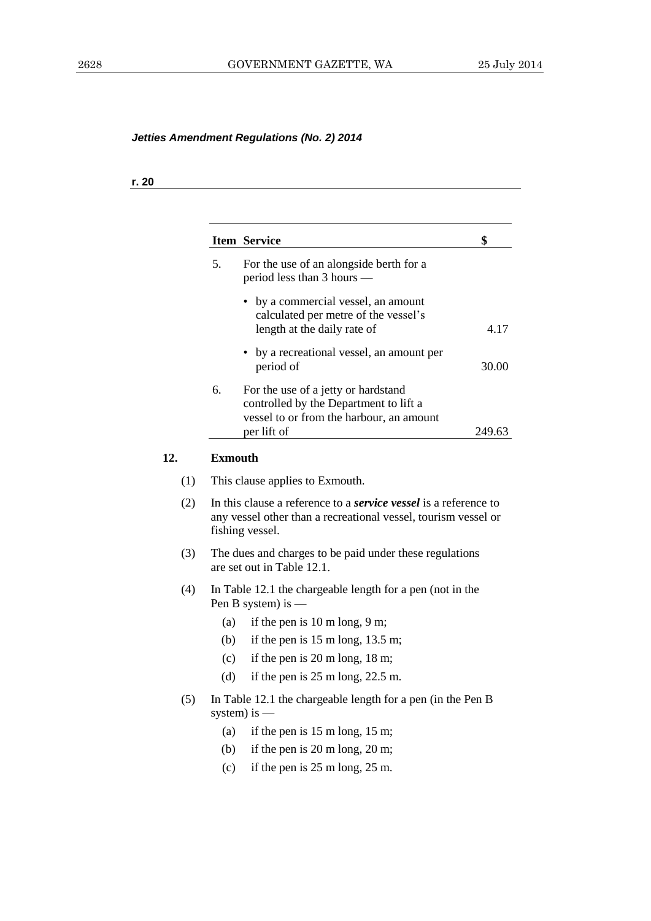*Jetties Amendment Regulations (No. 2) 2014*

**r. 20**

| Item | Service | $ |
|---|---|---|
| 5. | For the use of an alongside berth for a period less than 3 hours — | |
| | • by a commercial vessel, an amount calculated per metre of the vessel's length at the daily rate of | 4.17 |
| | • by a recreational vessel, an amount per period of | 30.00 |
| 6. | For the use of a jetty or hardstand controlled by the Department to lift a vessel to or from the harbour, an amount per lift of | 249.63 |

**12. Exmouth**

(1) This clause applies to Exmouth.

(2) In this clause a reference to a ***service vessel*** is a reference to any vessel other than a recreational vessel, tourism vessel or fishing vessel.

(3) The dues and charges to be paid under these regulations are set out in Table 12.1.

(4) In Table 12.1 the chargeable length for a pen (not in the Pen B system) is —

(a) if the pen is 10 m long, 9 m;

(b) if the pen is 15 m long, 13.5 m;

(c) if the pen is 20 m long, 18 m;

(d) if the pen is 25 m long, 22.5 m.

(5) In Table 12.1 the chargeable length for a pen (in the Pen B system) is —

(a) if the pen is 15 m long, 15 m;

(b) if the pen is 20 m long, 20 m;

(c) if the pen is 25 m long, 25 m.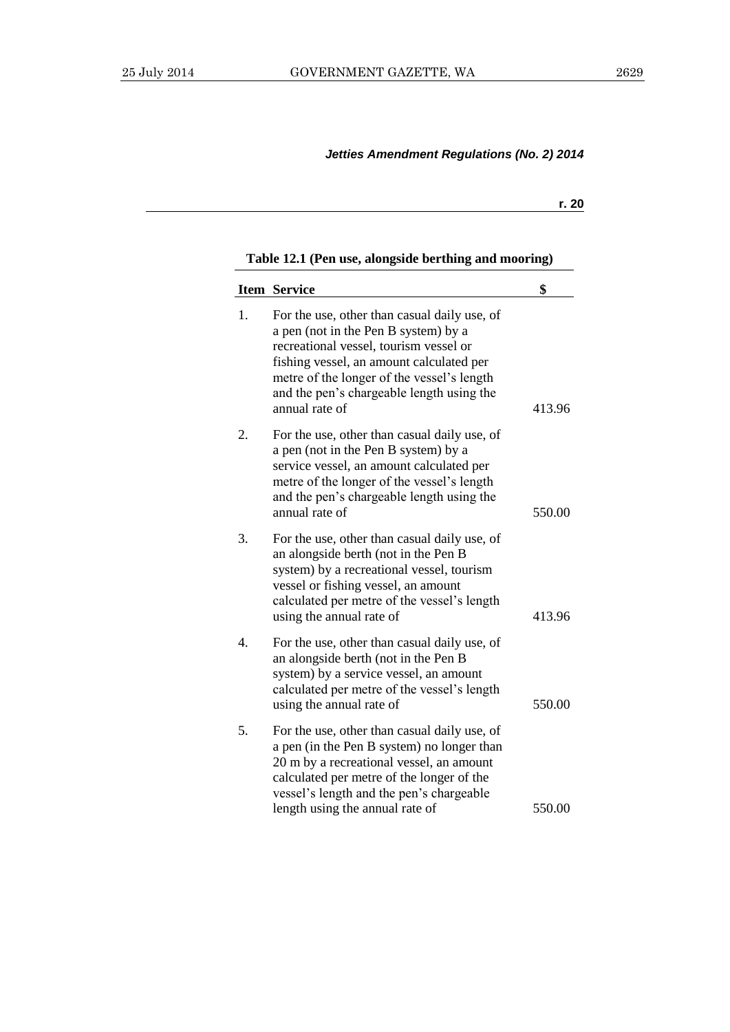*Jetties Amendment Regulations (No. 2) 2014*

**r. 20**

**Table 12.1 (Pen use, alongside berthing and mooring)**

| Item | Service | $ |
|---|---|---|
| 1. | For the use, other than casual daily use, of a pen (not in the Pen B system) by a recreational vessel, tourism vessel or fishing vessel, an amount calculated per metre of the longer of the vessel's length and the pen's chargeable length using the annual rate of | 413.96 |
| 2. | For the use, other than casual daily use, of a pen (not in the Pen B system) by a service vessel, an amount calculated per metre of the longer of the vessel's length and the pen's chargeable length using the annual rate of | 550.00 |
| 3. | For the use, other than casual daily use, of an alongside berth (not in the Pen B system) by a recreational vessel, tourism vessel or fishing vessel, an amount calculated per metre of the vessel's length using the annual rate of | 413.96 |
| 4. | For the use, other than casual daily use, of an alongside berth (not in the Pen B system) by a service vessel, an amount calculated per metre of the vessel's length using the annual rate of | 550.00 |
| 5. | For the use, other than casual daily use, of a pen (in the Pen B system) no longer than 20 m by a recreational vessel, an amount calculated per metre of the longer of the vessel's length and the pen's chargeable length using the annual rate of | 550.00 |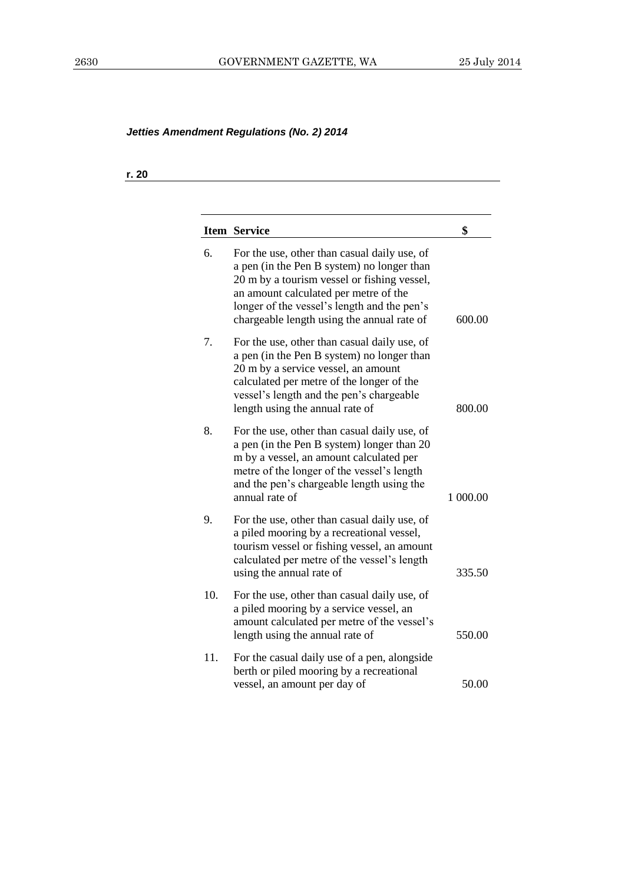*Jetties Amendment Regulations (No. 2) 2014*

**r. 20**

| Item | Service | $ |
|---|---|---|
| 6. | For the use, other than casual daily use, of a pen (in the Pen B system) no longer than 20 m by a tourism vessel or fishing vessel, an amount calculated per metre of the longer of the vessel's length and the pen's chargeable length using the annual rate of | 600.00 |
| 7. | For the use, other than casual daily use, of a pen (in the Pen B system) no longer than 20 m by a service vessel, an amount calculated per metre of the longer of the vessel's length and the pen's chargeable length using the annual rate of | 800.00 |
| 8. | For the use, other than casual daily use, of a pen (in the Pen B system) longer than 20 m by a vessel, an amount calculated per metre of the longer of the vessel's length and the pen's chargeable length using the annual rate of | 1 000.00 |
| 9. | For the use, other than casual daily use, of a piled mooring by a recreational vessel, tourism vessel or fishing vessel, an amount calculated per metre of the vessel's length using the annual rate of | 335.50 |
| 10. | For the use, other than casual daily use, of a piled mooring by a service vessel, an amount calculated per metre of the vessel's length using the annual rate of | 550.00 |
| 11. | For the casual daily use of a pen, alongside berth or piled mooring by a recreational vessel, an amount per day of | 50.00 |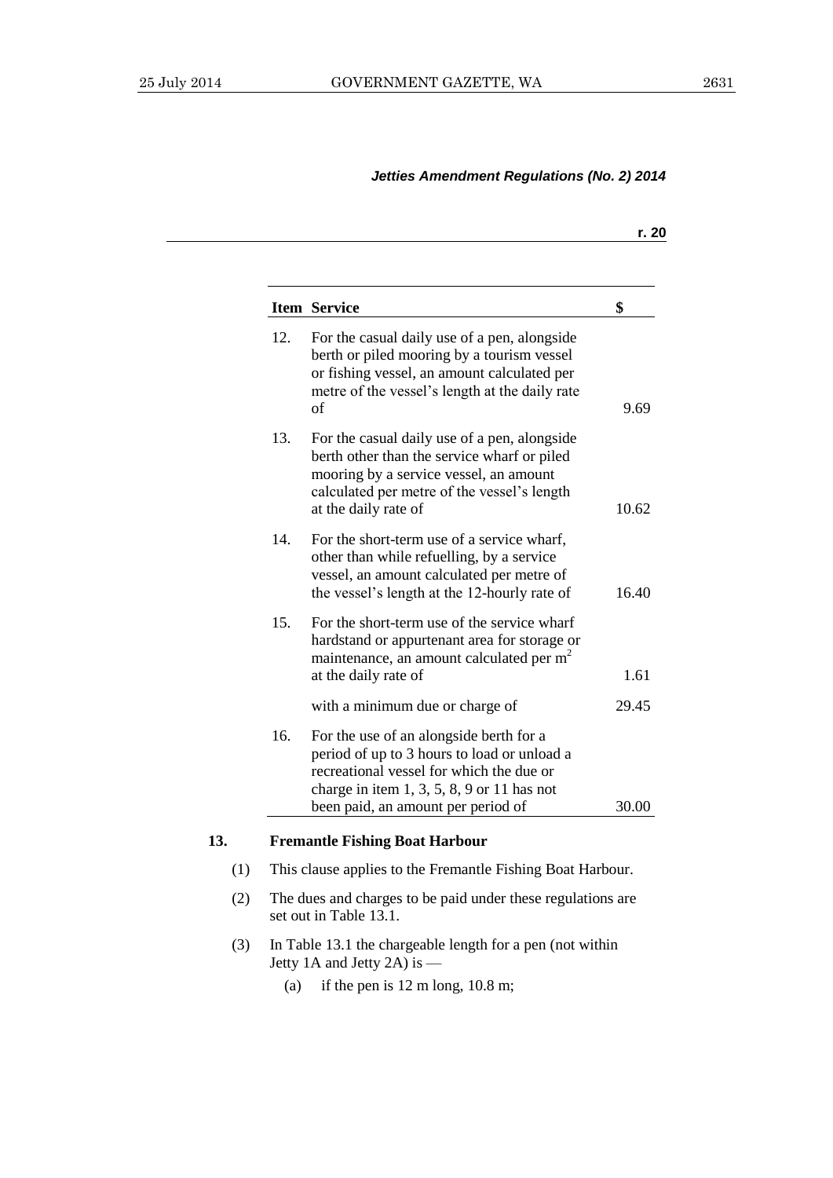| Item | Service | $ |
|---|---|---|
| 12. | For the casual daily use of a pen, alongside berth or piled mooring by a tourism vessel or fishing vessel, an amount calculated per metre of the vessel's length at the daily rate of | 9.69 |
| 13. | For the casual daily use of a pen, alongside berth other than the service wharf or piled mooring by a service vessel, an amount calculated per metre of the vessel's length at the daily rate of | 10.62 |
| 14. | For the short-term use of a service wharf, other than while refuelling, by a service vessel, an amount calculated per metre of the vessel's length at the 12-hourly rate of | 16.40 |
| 15. | For the short-term use of the service wharf hardstand or appurtenant area for storage or maintenance, an amount calculated per $m^2$ at the daily rate of | 1.61 |
| | with a minimum due or charge of | 29.45 |
| 16. | For the use of an alongside berth for a period of up to 3 hours to load or unload a recreational vessel for which the due or charge in item 1, 3, 5, 8, 9 or 11 has not been paid, an amount per period of | 30.00 |

**13. Fremantle Fishing Boat Harbour**

(1) This clause applies to the Fremantle Fishing Boat Harbour.

(2) The dues and charges to be paid under these regulations are set out in Table 13.1.

(3) In Table 13.1 the chargeable length for a pen (not within Jetty 1A and Jetty 2A) is —

(a) if the pen is 12 m long, 10.8 m;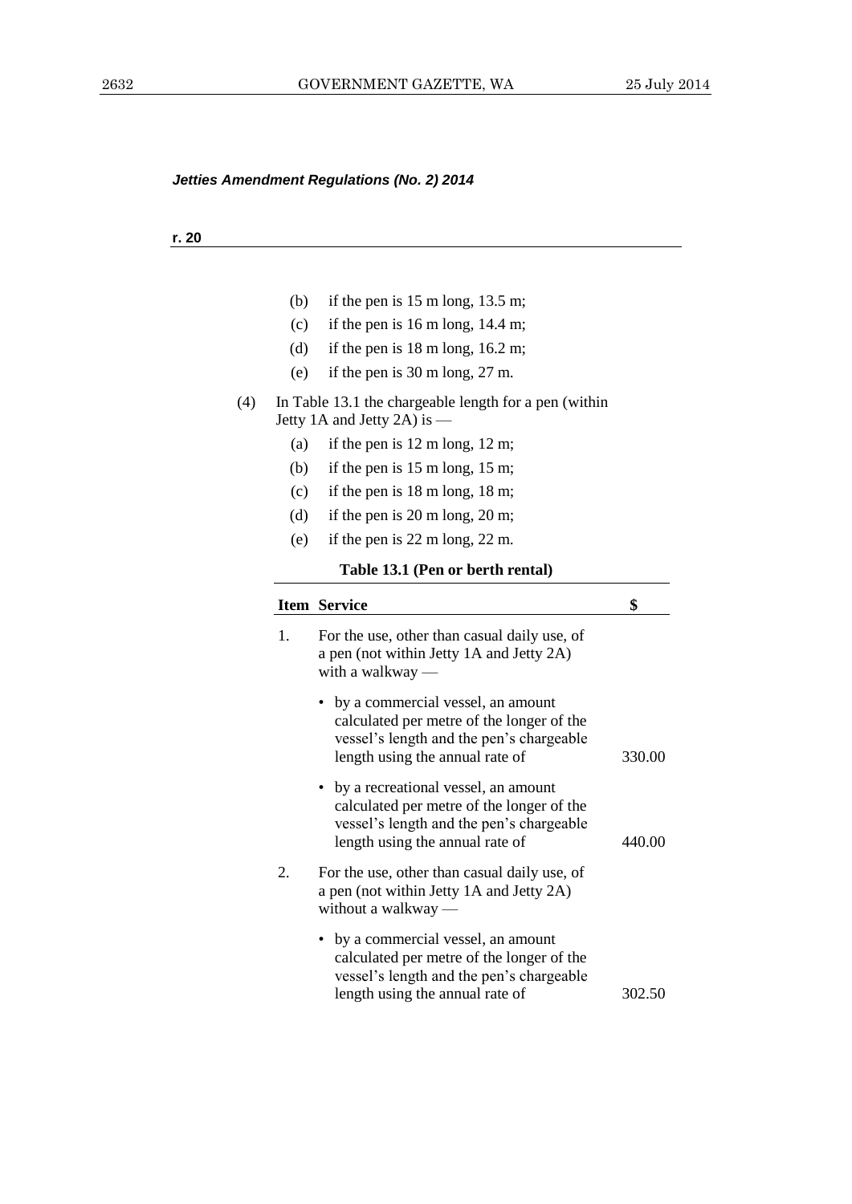*Jetties Amendment Regulations (No. 2) 2014*

**r. 20**

(b) if the pen is 15 m long, 13.5 m;

(c) if the pen is 16 m long, 14.4 m;

(d) if the pen is 18 m long, 16.2 m;

(e) if the pen is 30 m long, 27 m.

(4) In Table 13.1 the chargeable length for a pen (within Jetty 1A and Jetty 2A) is —

(a) if the pen is 12 m long, 12 m;

(b) if the pen is 15 m long, 15 m;

(c) if the pen is 18 m long, 18 m;

(d) if the pen is 20 m long, 20 m;

(e) if the pen is 22 m long, 22 m.

**Table 13.1 (Pen or berth rental)**

| Item | Service | $ |
|---|---|---|
| 1. | For the use, other than casual daily use, of a pen (not within Jetty 1A and Jetty 2A) with a walkway — | |
| | • by a commercial vessel, an amount calculated per metre of the longer of the vessel's length and the pen's chargeable length using the annual rate of | 330.00 |
| | • by a recreational vessel, an amount calculated per metre of the longer of the vessel's length and the pen's chargeable length using the annual rate of | 440.00 |
| 2. | For the use, other than casual daily use, of a pen (not within Jetty 1A and Jetty 2A) without a walkway — | |
| | • by a commercial vessel, an amount calculated per metre of the longer of the vessel's length and the pen's chargeable length using the annual rate of | 302.50 |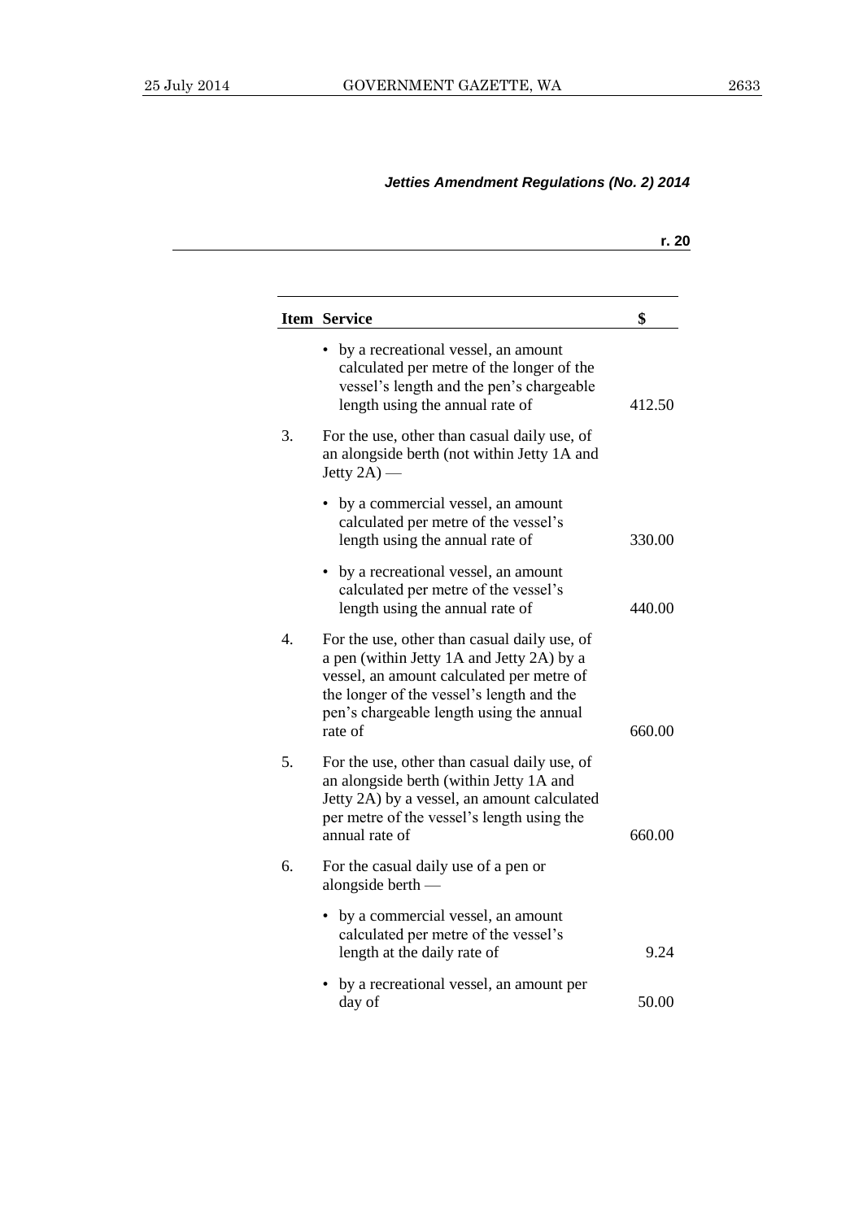### Jetties Amendment Regulations (No. 2) 2014

**r. 20**

| Item | Service | $ |
|---|---|---|
| | • by a recreational vessel, an amount calculated per metre of the longer of the vessel's length and the pen's chargeable length using the annual rate of | 412.50 |
| 3. | For the use, other than casual daily use, of an alongside berth (not within Jetty 1A and Jetty 2A) — | |
| | • by a commercial vessel, an amount calculated per metre of the vessel's length using the annual rate of | 330.00 |
| | • by a recreational vessel, an amount calculated per metre of the vessel's length using the annual rate of | 440.00 |
| 4. | For the use, other than casual daily use, of a pen (within Jetty 1A and Jetty 2A) by a vessel, an amount calculated per metre of the longer of the vessel's length and the pen's chargeable length using the annual rate of | 660.00 |
| 5. | For the use, other than casual daily use, of an alongside berth (within Jetty 1A and Jetty 2A) by a vessel, an amount calculated per metre of the vessel's length using the annual rate of | 660.00 |
| 6. | For the casual daily use of a pen or alongside berth — | |
| | • by a commercial vessel, an amount calculated per metre of the vessel's length at the daily rate of | 9.24 |
| | • by a recreational vessel, an amount per day of | 50.00 |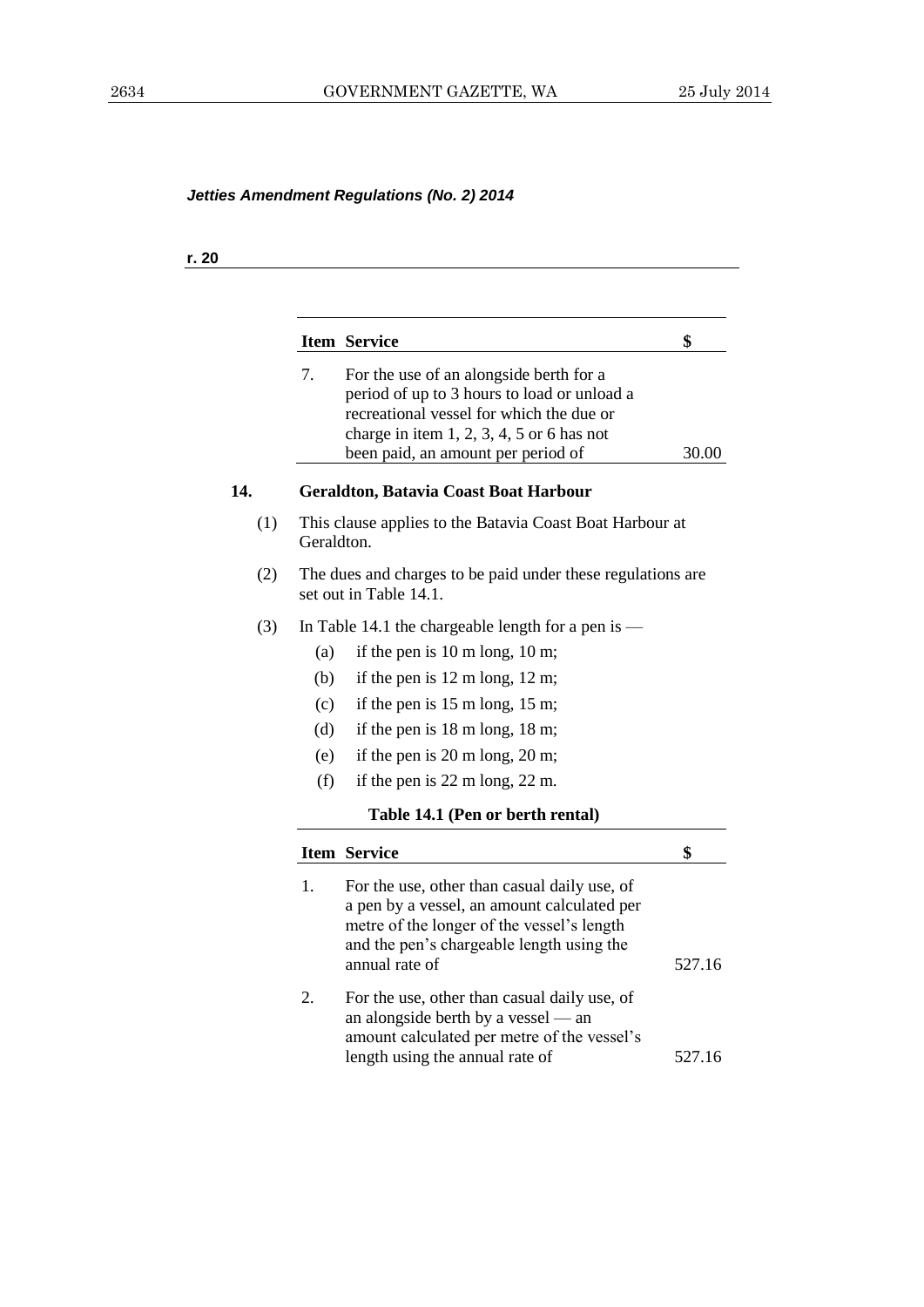*Jetties Amendment Regulations (No. 2) 2014*

**r. 20**

| Item | Service | $ |
|---|---|---|
| 7. | For the use of an alongside berth for a period of up to 3 hours to load or unload a recreational vessel for which the due or charge in item 1, 2, 3, 4, 5 or 6 has not been paid, an amount per period of | 30.00 |

**14. Geraldton, Batavia Coast Boat Harbour**

(1) This clause applies to the Batavia Coast Boat Harbour at Geraldton.

(2) The dues and charges to be paid under these regulations are set out in Table 14.1.

(3) In Table 14.1 the chargeable length for a pen is —

(a) if the pen is 10 m long, 10 m;

(b) if the pen is 12 m long, 12 m;

(c) if the pen is 15 m long, 15 m;

(d) if the pen is 18 m long, 18 m;

(e) if the pen is 20 m long, 20 m;

(f) if the pen is 22 m long, 22 m.

**Table 14.1 (Pen or berth rental)**

| Item | Service | $ |
|---|---|---|
| 1. | For the use, other than casual daily use, of a pen by a vessel, an amount calculated per metre of the longer of the vessel's length and the pen's chargeable length using the annual rate of | 527.16 |
| 2. | For the use, other than casual daily use, of an alongside berth by a vessel — an amount calculated per metre of the vessel's length using the annual rate of | 527.16 |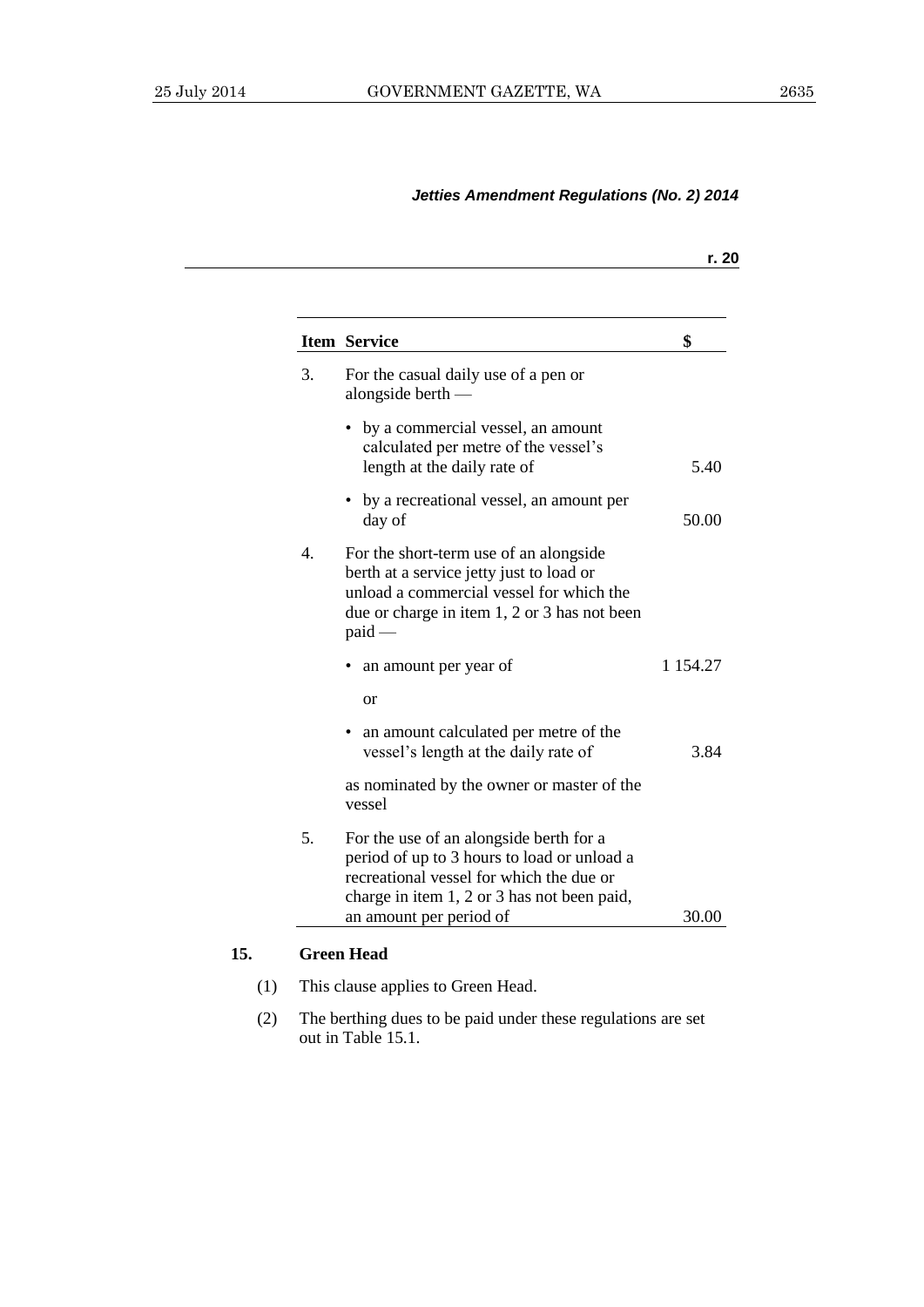| Item | Service | $ |
|---|---|---|
| 3. | For the casual daily use of a pen or alongside berth — | |
| | • by a commercial vessel, an amount calculated per metre of the vessel's length at the daily rate of | 5.40 |
| | • by a recreational vessel, an amount per day of | 50.00 |
| 4. | For the short-term use of an alongside berth at a service jetty just to load or unload a commercial vessel for which the due or charge in item 1, 2 or 3 has not been paid — | |
| | • an amount per year of | 1 154.27 |
| | or | |
| | • an amount calculated per metre of the vessel's length at the daily rate of | 3.84 |
| | as nominated by the owner or master of the vessel | |
| 5. | For the use of an alongside berth for a period of up to 3 hours to load or unload a recreational vessel for which the due or charge in item 1, 2 or 3 has not been paid, an amount per period of | 30.00 |

### 15. Green Head

(1) This clause applies to Green Head.

(2) The berthing dues to be paid under these regulations are set out in Table 15.1.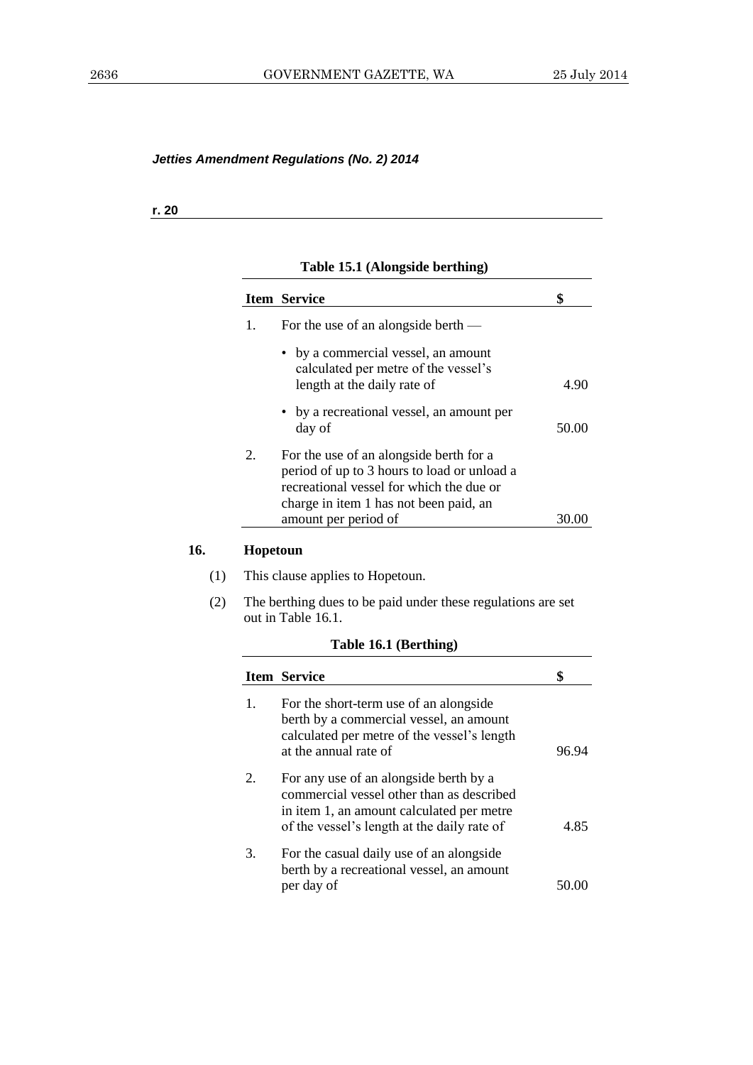*Jetties Amendment Regulations (No. 2) 2014*

**r. 20**

**Table 15.1 (Alongside berthing)**

| Item | Service | $ |
|---|---|---|
| 1. | For the use of an alongside berth — | |
| | • by a commercial vessel, an amount calculated per metre of the vessel's length at the daily rate of | 4.90 |
| | • by a recreational vessel, an amount per day of | 50.00 |
| 2. | For the use of an alongside berth for a period of up to 3 hours to load or unload a recreational vessel for which the due or charge in item 1 has not been paid, an amount per period of | 30.00 |

**16. Hopetoun**

(1) This clause applies to Hopetoun.

(2) The berthing dues to be paid under these regulations are set out in Table 16.1.

**Table 16.1 (Berthing)**

| Item | Service | $ |
|---|---|---|
| 1. | For the short-term use of an alongside berth by a commercial vessel, an amount calculated per metre of the vessel's length at the annual rate of | 96.94 |
| 2. | For any use of an alongside berth by a commercial vessel other than as described in item 1, an amount calculated per metre of the vessel's length at the daily rate of | 4.85 |
| 3. | For the casual daily use of an alongside berth by a recreational vessel, an amount per day of | 50.00 |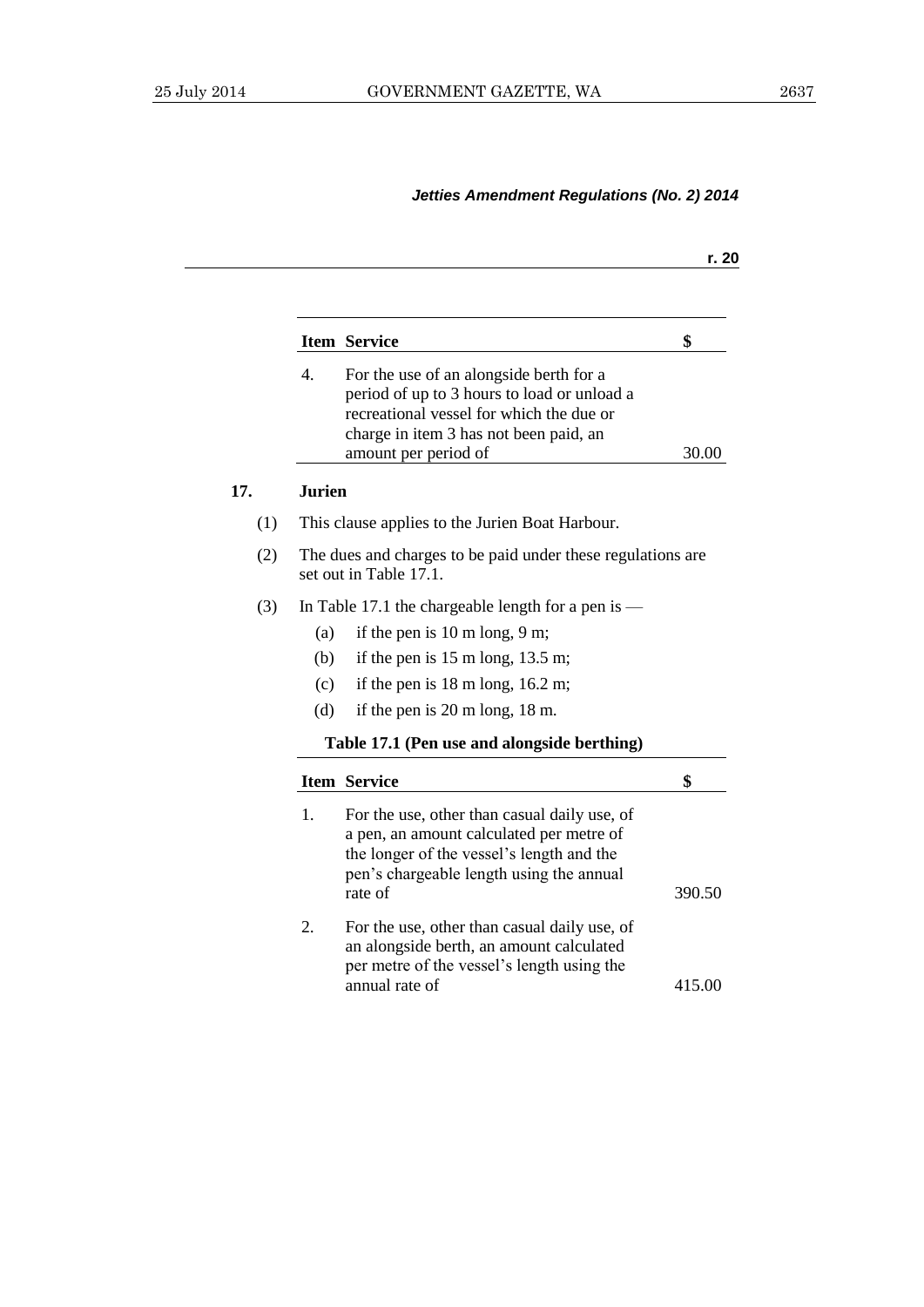| Item | Service | $ |
|---|---|---|
| 4. | For the use of an alongside berth for a period of up to 3 hours to load or unload a recreational vessel for which the due or charge in item 3 has not been paid, an amount per period of | 30.00 |

**17. Jurien**

(1) This clause applies to the Jurien Boat Harbour.

(2) The dues and charges to be paid under these regulations are set out in Table 17.1.

(3) In Table 17.1 the chargeable length for a pen is —

(a) if the pen is 10 m long, 9 m;

(b) if the pen is 15 m long, 13.5 m;

(c) if the pen is 18 m long, 16.2 m;

(d) if the pen is 20 m long, 18 m.

**Table 17.1 (Pen use and alongside berthing)**

| Item | Service | $ |
|---|---|---|
| 1. | For the use, other than casual daily use, of a pen, an amount calculated per metre of the longer of the vessel's length and the pen's chargeable length using the annual rate of | 390.50 |
| 2. | For the use, other than casual daily use, of an alongside berth, an amount calculated per metre of the vessel's length using the annual rate of | 415.00 |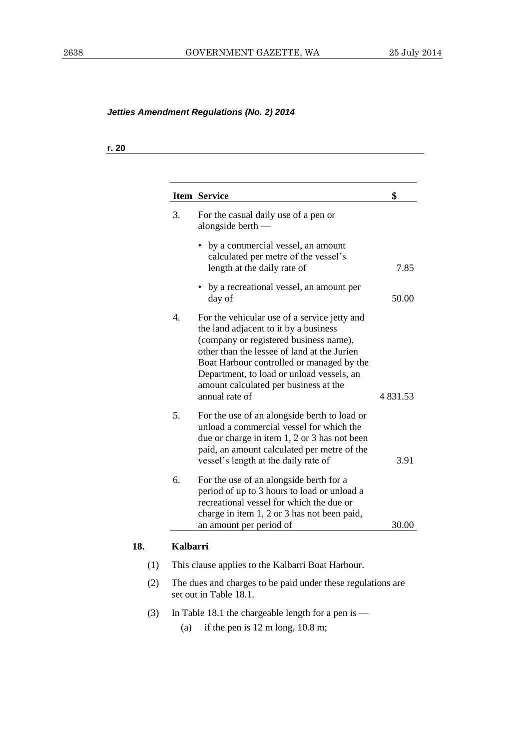*Jetties Amendment Regulations (No. 2) 2014*

**r. 20**

| Item | Service | $ |
|---|---|---|
| 3. | For the casual daily use of a pen or alongside berth — | |
| | • by a commercial vessel, an amount calculated per metre of the vessel's length at the daily rate of | 7.85 |
| | • by a recreational vessel, an amount per day of | 50.00 |
| 4. | For the vehicular use of a service jetty and the land adjacent to it by a business (company or registered business name), other than the lessee of land at the Jurien Boat Harbour controlled or managed by the Department, to load or unload vessels, an amount calculated per business at the annual rate of | 4 831.53 |
| 5. | For the use of an alongside berth to load or unload a commercial vessel for which the due or charge in item 1, 2 or 3 has not been paid, an amount calculated per metre of the vessel's length at the daily rate of | 3.91 |
| 6. | For the use of an alongside berth for a period of up to 3 hours to load or unload a recreational vessel for which the due or charge in item 1, 2 or 3 has not been paid, an amount per period of | 30.00 |

**18. Kalbarri**

(1) This clause applies to the Kalbarri Boat Harbour.

(2) The dues and charges to be paid under these regulations are set out in Table 18.1.

(3) In Table 18.1 the chargeable length for a pen is —

(a) if the pen is 12 m long, 10.8 m;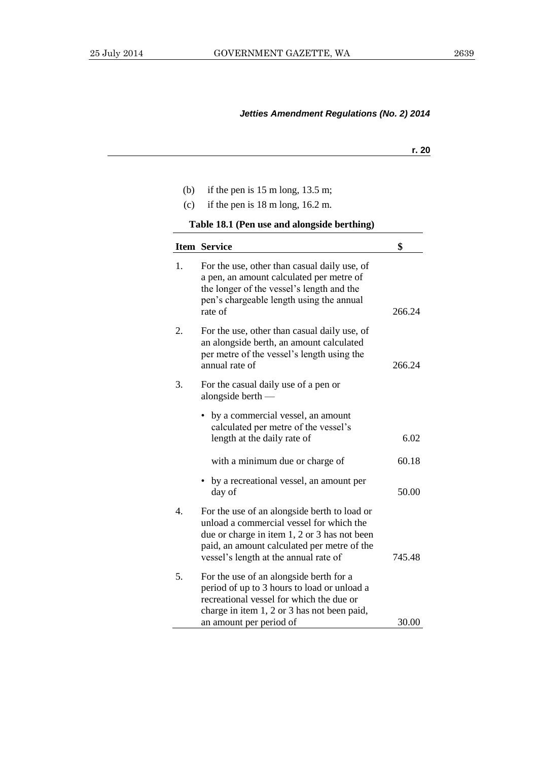*Jetties Amendment Regulations (No. 2) 2014*

**r. 20**

(b) if the pen is 15 m long, 13.5 m;

(c) if the pen is 18 m long, 16.2 m.

**Table 18.1 (Pen use and alongside berthing)**

| Item | Service | $ |
|---|---|---|
| 1. | For the use, other than casual daily use, of a pen, an amount calculated per metre of the longer of the vessel's length and the pen's chargeable length using the annual rate of | 266.24 |
| 2. | For the use, other than casual daily use, of an alongside berth, an amount calculated per metre of the vessel's length using the annual rate of | 266.24 |
| 3. | For the casual daily use of a pen or alongside berth — | |
| | • by a commercial vessel, an amount calculated per metre of the vessel's length at the daily rate of | 6.02 |
| | with a minimum due or charge of | 60.18 |
| | • by a recreational vessel, an amount per day of | 50.00 |
| 4. | For the use of an alongside berth to load or unload a commercial vessel for which the due or charge in item 1, 2 or 3 has not been paid, an amount calculated per metre of the vessel's length at the annual rate of | 745.48 |
| 5. | For the use of an alongside berth for a period of up to 3 hours to load or unload a recreational vessel for which the due or charge in item 1, 2 or 3 has not been paid, an amount per period of | 30.00 |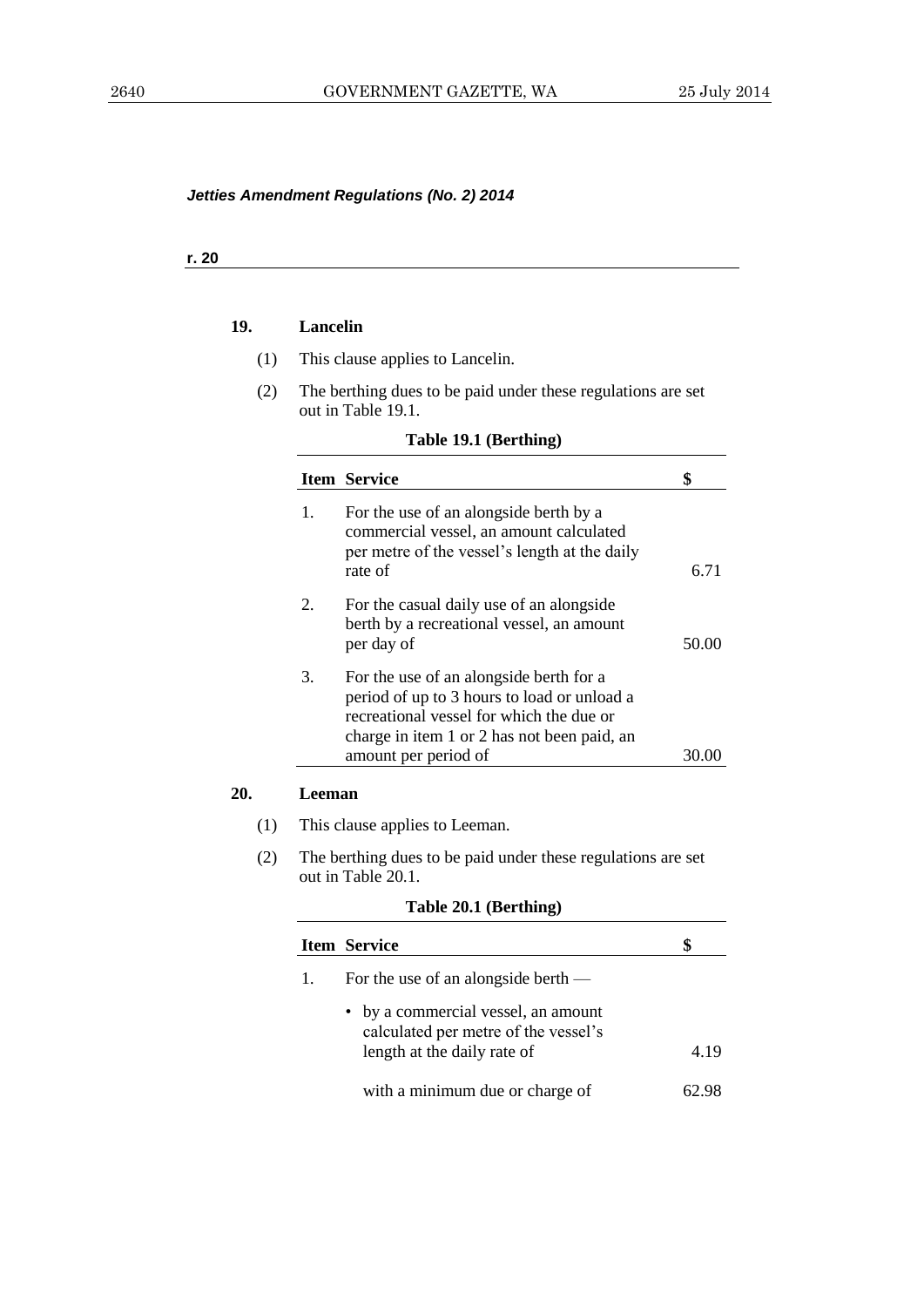*Jetties Amendment Regulations (No. 2) 2014*

**r. 20**

**19. Lancelin**

(1) This clause applies to Lancelin.

(2) The berthing dues to be paid under these regulations are set out in Table 19.1.

**Table 19.1 (Berthing)**

| Item | Service | $ |
|---|---|---|
| 1. | For the use of an alongside berth by a commercial vessel, an amount calculated per metre of the vessel's length at the daily rate of | 6.71 |
| 2. | For the casual daily use of an alongside berth by a recreational vessel, an amount per day of | 50.00 |
| 3. | For the use of an alongside berth for a period of up to 3 hours to load or unload a recreational vessel for which the due or charge in item 1 or 2 has not been paid, an amount per period of | 30.00 |

**20. Leeman**

(1) This clause applies to Leeman.

(2) The berthing dues to be paid under these regulations are set out in Table 20.1.

**Table 20.1 (Berthing)**

| Item | Service | $ |
|---|---|---|
| 1. | For the use of an alongside berth — | |
| | • by a commercial vessel, an amount calculated per metre of the vessel's length at the daily rate of | 4.19 |
| | with a minimum due or charge of | 62.98 |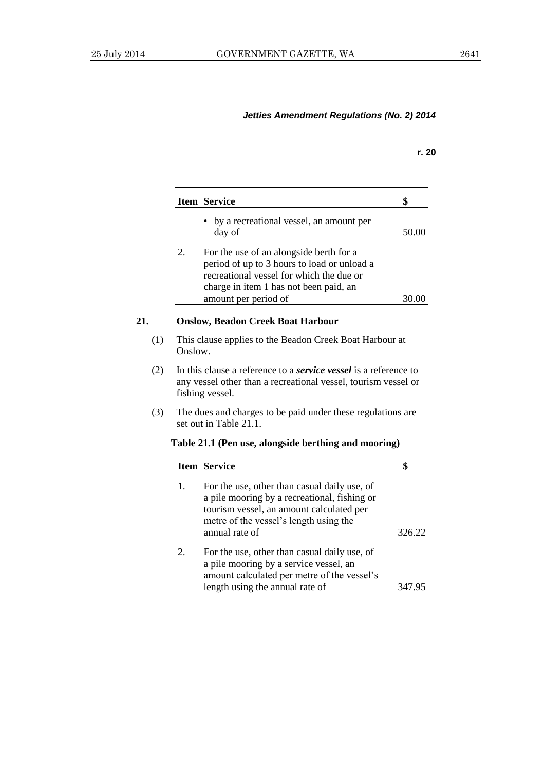*Jetties Amendment Regulations (No. 2) 2014*

**r. 20**

| Item | Service | $ |
|---|---|---|
| | • by a recreational vessel, an amount per day of | 50.00 |
| 2. | For the use of an alongside berth for a period of up to 3 hours to load or unload a recreational vessel for which the due or charge in item 1 has not been paid, an amount per period of | 30.00 |

**21. Onslow, Beadon Creek Boat Harbour**

(1) This clause applies to the Beadon Creek Boat Harbour at Onslow.

(2) In this clause a reference to a ***service vessel*** is a reference to any vessel other than a recreational vessel, tourism vessel or fishing vessel.

(3) The dues and charges to be paid under these regulations are set out in Table 21.1.

**Table 21.1 (Pen use, alongside berthing and mooring)**

| Item | Service | $ |
|---|---|---|
| 1. | For the use, other than casual daily use, of a pile mooring by a recreational, fishing or tourism vessel, an amount calculated per metre of the vessel's length using the annual rate of | 326.22 |
| 2. | For the use, other than casual daily use, of a pile mooring by a service vessel, an amount calculated per metre of the vessel's length using the annual rate of | 347.95 |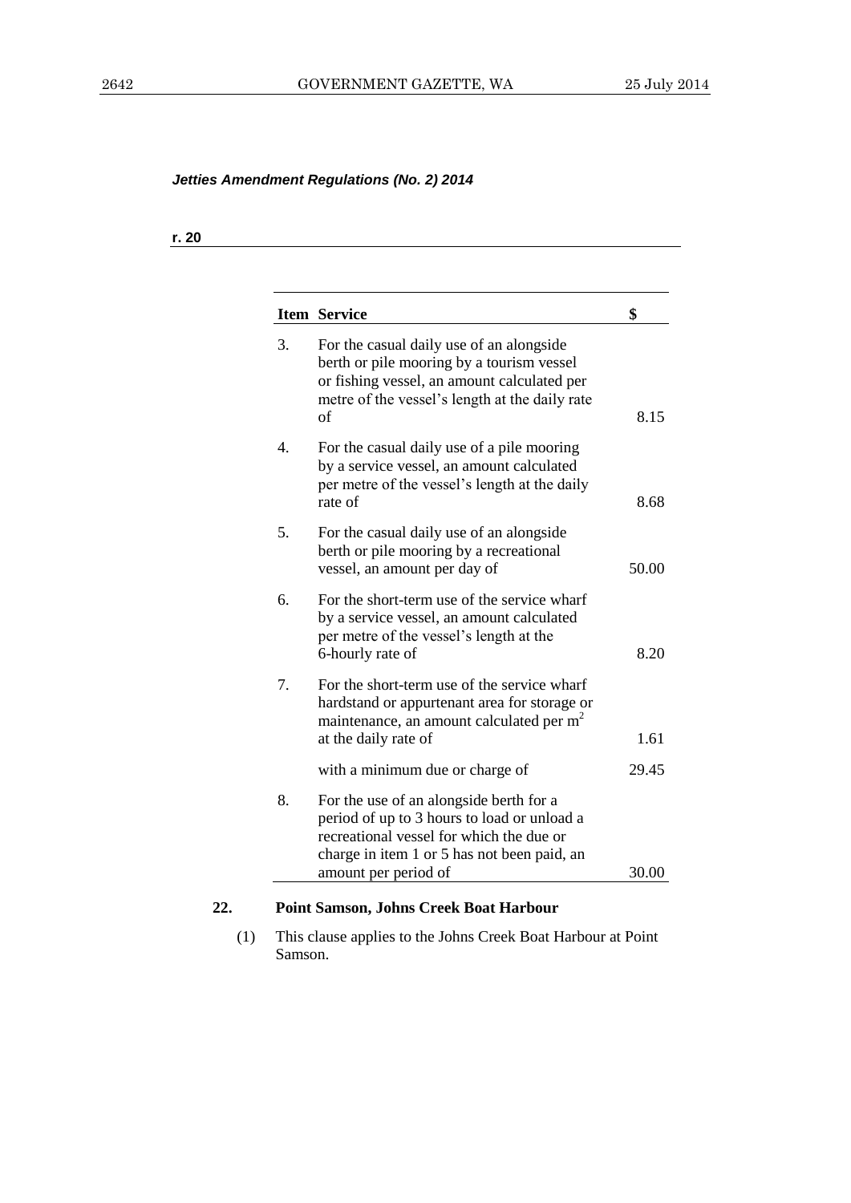*Jetties Amendment Regulations (No. 2) 2014*

**r. 20**

| Item | Service | $ |
|---|---|---|
| 3. | For the casual daily use of an alongside berth or pile mooring by a tourism vessel or fishing vessel, an amount calculated per metre of the vessel's length at the daily rate of | 8.15 |
| 4. | For the casual daily use of a pile mooring by a service vessel, an amount calculated per metre of the vessel's length at the daily rate of | 8.68 |
| 5. | For the casual daily use of an alongside berth or pile mooring by a recreational vessel, an amount per day of | 50.00 |
| 6. | For the short-term use of the service wharf by a service vessel, an amount calculated per metre of the vessel's length at the 6-hourly rate of | 8.20 |
| 7. | For the short-term use of the service wharf hardstand or appurtenant area for storage or maintenance, an amount calculated per $m^2$ at the daily rate of | 1.61 |
| | with a minimum due or charge of | 29.45 |
| 8. | For the use of an alongside berth for a period of up to 3 hours to load or unload a recreational vessel for which the due or charge in item 1 or 5 has not been paid, an amount per period of | 30.00 |

**22. Point Samson, Johns Creek Boat Harbour**

(1) This clause applies to the Johns Creek Boat Harbour at Point Samson.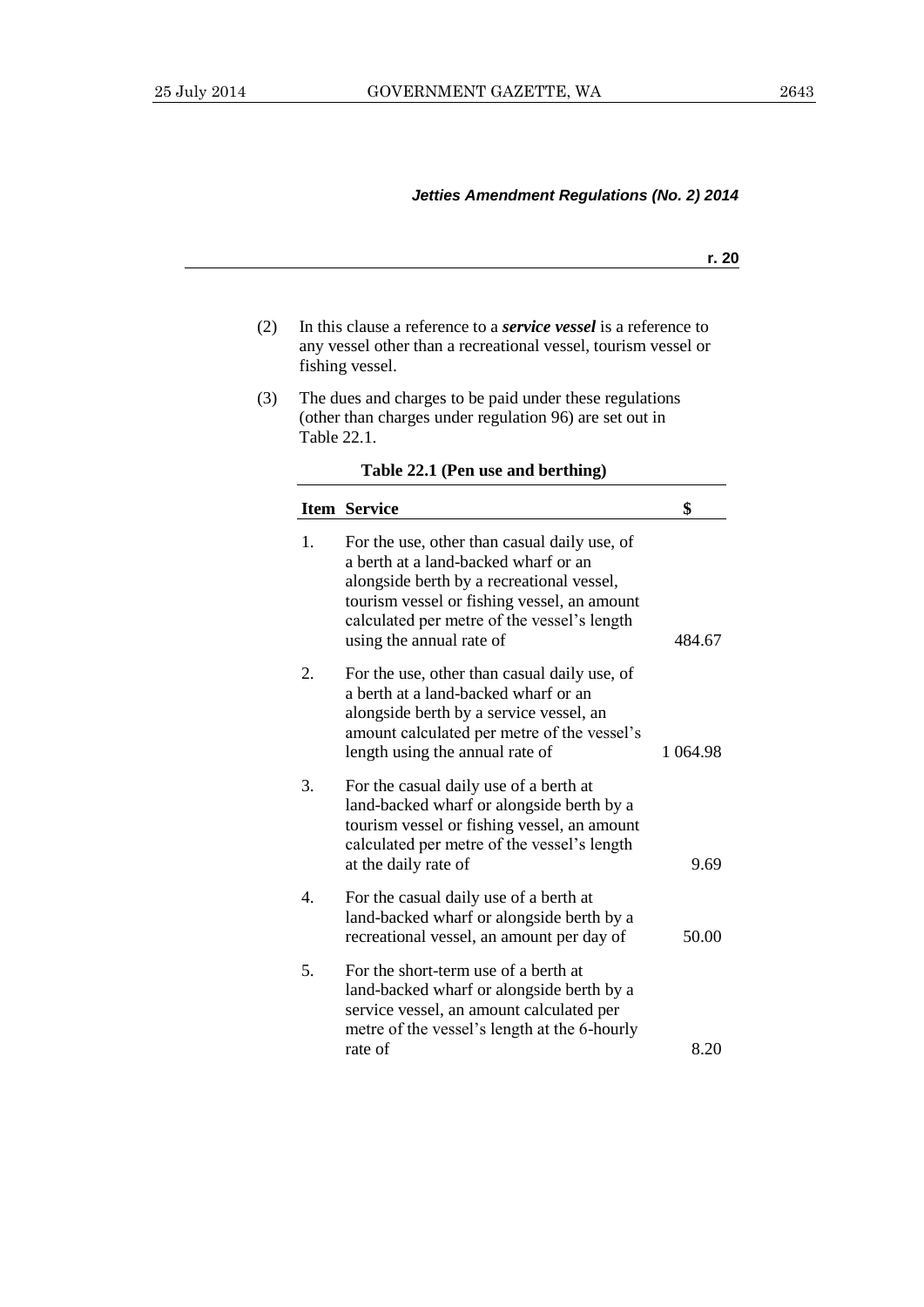(2) In this clause a reference to a ***service vessel*** is a reference to any vessel other than a recreational vessel, tourism vessel or fishing vessel.

(3) The dues and charges to be paid under these regulations (other than charges under regulation 96) are set out in Table 22.1.

**Table 22.1 (Pen use and berthing)**

| Item | Service | $ |
|---|---|---|
| 1. | For the use, other than casual daily use, of a berth at a land-backed wharf or an alongside berth by a recreational vessel, tourism vessel or fishing vessel, an amount calculated per metre of the vessel's length using the annual rate of | 484.67 |
| 2. | For the use, other than casual daily use, of a berth at a land-backed wharf or an alongside berth by a service vessel, an amount calculated per metre of the vessel's length using the annual rate of | 1 064.98 |
| 3. | For the casual daily use of a berth at land-backed wharf or alongside berth by a tourism vessel or fishing vessel, an amount calculated per metre of the vessel's length at the daily rate of | 9.69 |
| 4. | For the casual daily use of a berth at land-backed wharf or alongside berth by a recreational vessel, an amount per day of | 50.00 |
| 5. | For the short-term use of a berth at land-backed wharf or alongside berth by a service vessel, an amount calculated per metre of the vessel's length at the 6-hourly rate of | 8.20 |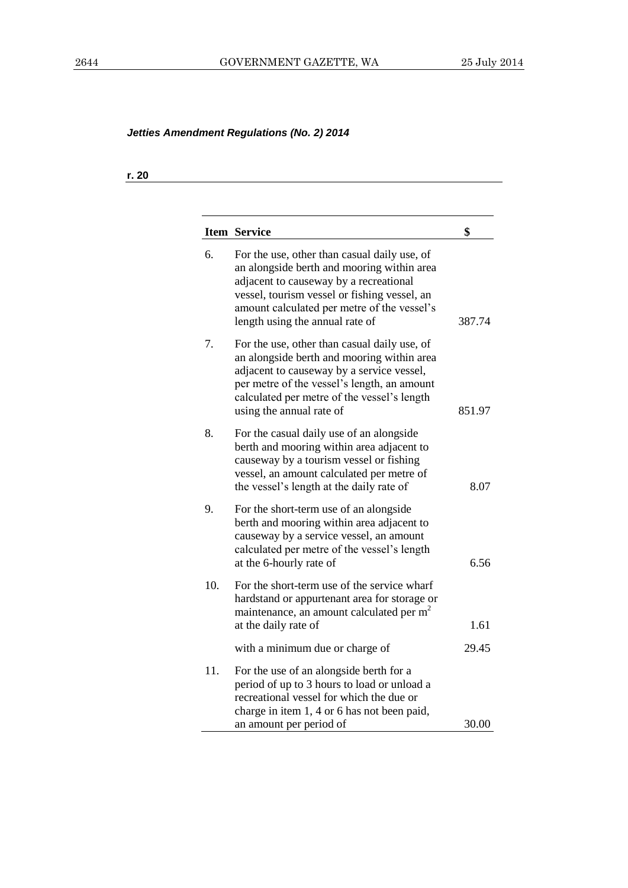*Jetties Amendment Regulations (No. 2) 2014*

**r. 20**

| Item | Service | $ |
|---|---|---|
| 6. | For the use, other than casual daily use, of an alongside berth and mooring within area adjacent to causeway by a recreational vessel, tourism vessel or fishing vessel, an amount calculated per metre of the vessel's length using the annual rate of | 387.74 |
| 7. | For the use, other than casual daily use, of an alongside berth and mooring within area adjacent to causeway by a service vessel, per metre of the vessel's length, an amount calculated per metre of the vessel's length using the annual rate of | 851.97 |
| 8. | For the casual daily use of an alongside berth and mooring within area adjacent to causeway by a tourism vessel or fishing vessel, an amount calculated per metre of the vessel's length at the daily rate of | 8.07 |
| 9. | For the short-term use of an alongside berth and mooring within area adjacent to causeway by a service vessel, an amount calculated per metre of the vessel's length at the 6-hourly rate of | 6.56 |
| 10. | For the short-term use of the service wharf hardstand or appurtenant area for storage or maintenance, an amount calculated per $m^2$ at the daily rate of | 1.61 |
| | with a minimum due or charge of | 29.45 |
| 11. | For the use of an alongside berth for a period of up to 3 hours to load or unload a recreational vessel for which the due or charge in item 1, 4 or 6 has not been paid, an amount per period of | 30.00 |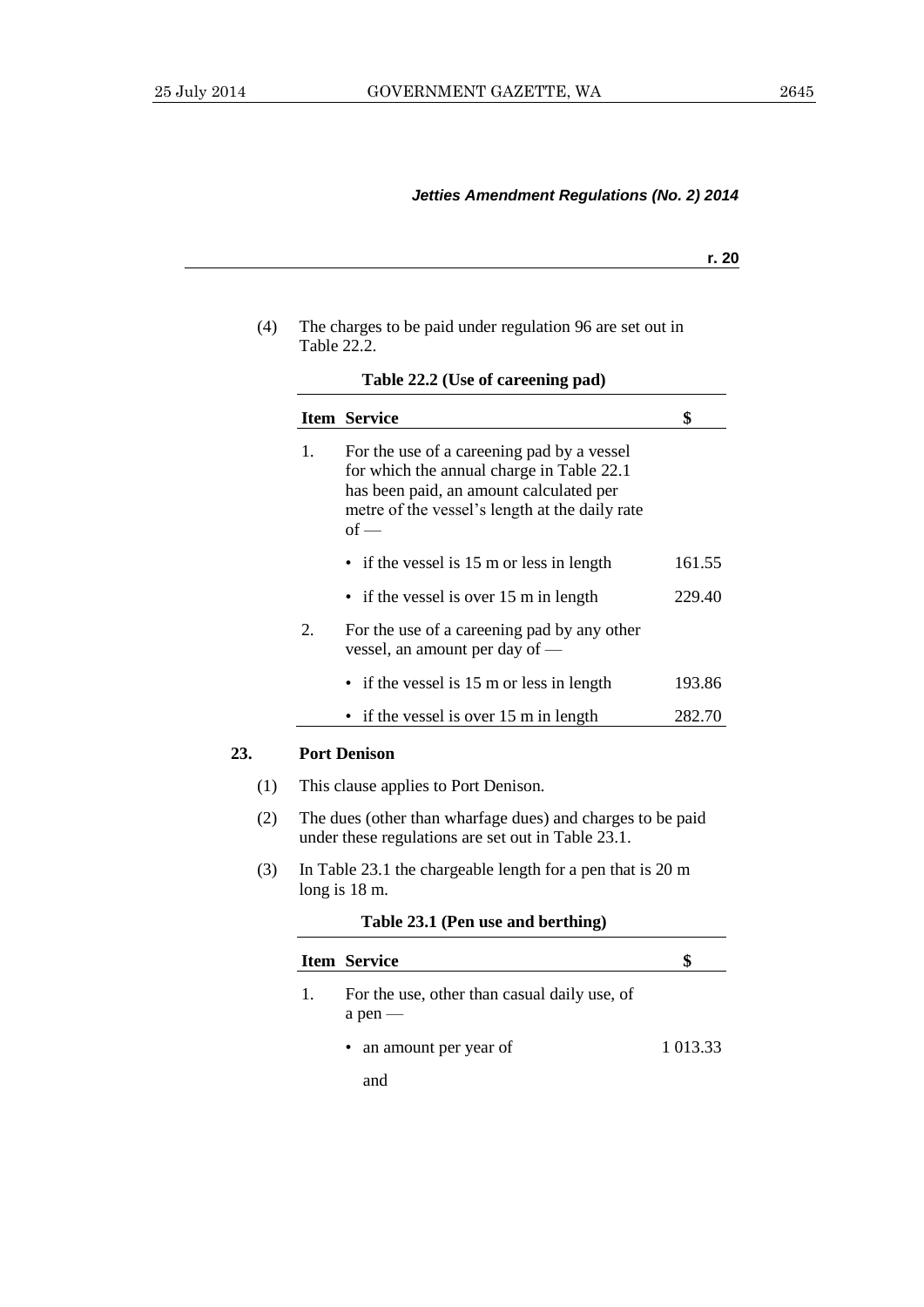(4) The charges to be paid under regulation 96 are set out in Table 22.2.

**Table 22.2 (Use of careening pad)**

| Item | Service | $ |
|---|---|---|
| 1. | For the use of a careening pad by a vessel for which the annual charge in Table 22.1 has been paid, an amount calculated per metre of the vessel's length at the daily rate of — | |
| | • if the vessel is 15 m or less in length | 161.55 |
| | • if the vessel is over 15 m in length | 229.40 |
| 2. | For the use of a careening pad by any other vessel, an amount per day of — | |
| | • if the vessel is 15 m or less in length | 193.86 |
| | • if the vessel is over 15 m in length | 282.70 |

**23. Port Denison**

(1) This clause applies to Port Denison.

(2) The dues (other than wharfage dues) and charges to be paid under these regulations are set out in Table 23.1.

(3) In Table 23.1 the chargeable length for a pen that is 20 m long is 18 m.

**Table 23.1 (Pen use and berthing)**

| Item | Service | $ |
|---|---|---|
| 1. | For the use, other than casual daily use, of a pen — | |
| | • an amount per year of | 1 013.33 |
| | and | |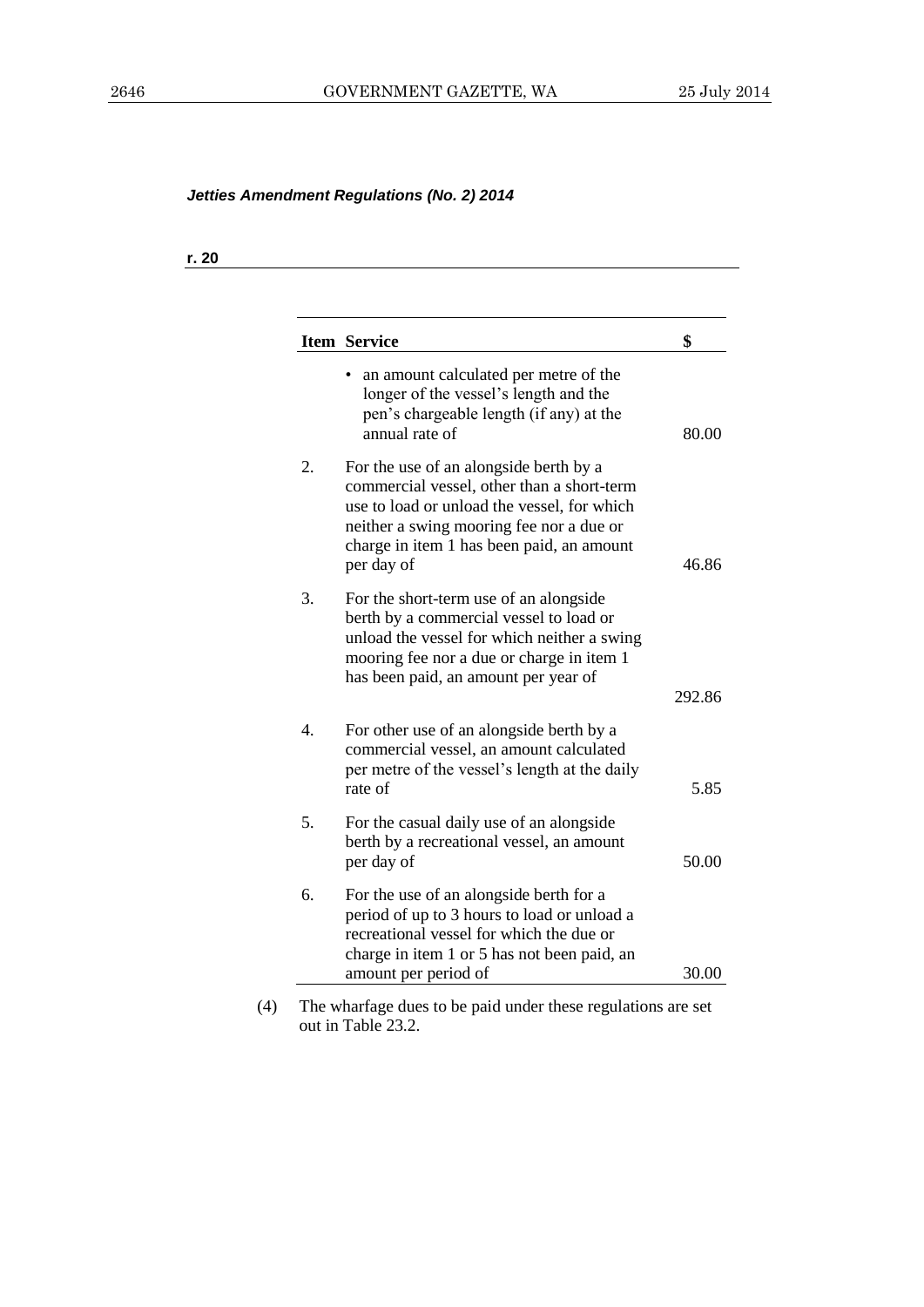*Jetties Amendment Regulations (No. 2) 2014*

**r. 20**

| Item | Service | $ |
|---|---|---|
| | • an amount calculated per metre of the longer of the vessel's length and the pen's chargeable length (if any) at the annual rate of | 80.00 |
| 2. | For the use of an alongside berth by a commercial vessel, other than a short-term use to load or unload the vessel, for which neither a swing mooring fee nor a due or charge in item 1 has been paid, an amount per day of | 46.86 |
| 3. | For the short-term use of an alongside berth by a commercial vessel to load or unload the vessel for which neither a swing mooring fee nor a due or charge in item 1 has been paid, an amount per year of | 292.86 |
| 4. | For other use of an alongside berth by a commercial vessel, an amount calculated per metre of the vessel's length at the daily rate of | 5.85 |
| 5. | For the casual daily use of an alongside berth by a recreational vessel, an amount per day of | 50.00 |
| 6. | For the use of an alongside berth for a period of up to 3 hours to load or unload a recreational vessel for which the due or charge in item 1 or 5 has not been paid, an amount per period of | 30.00 |

(4) The wharfage dues to be paid under these regulations are set out in Table 23.2.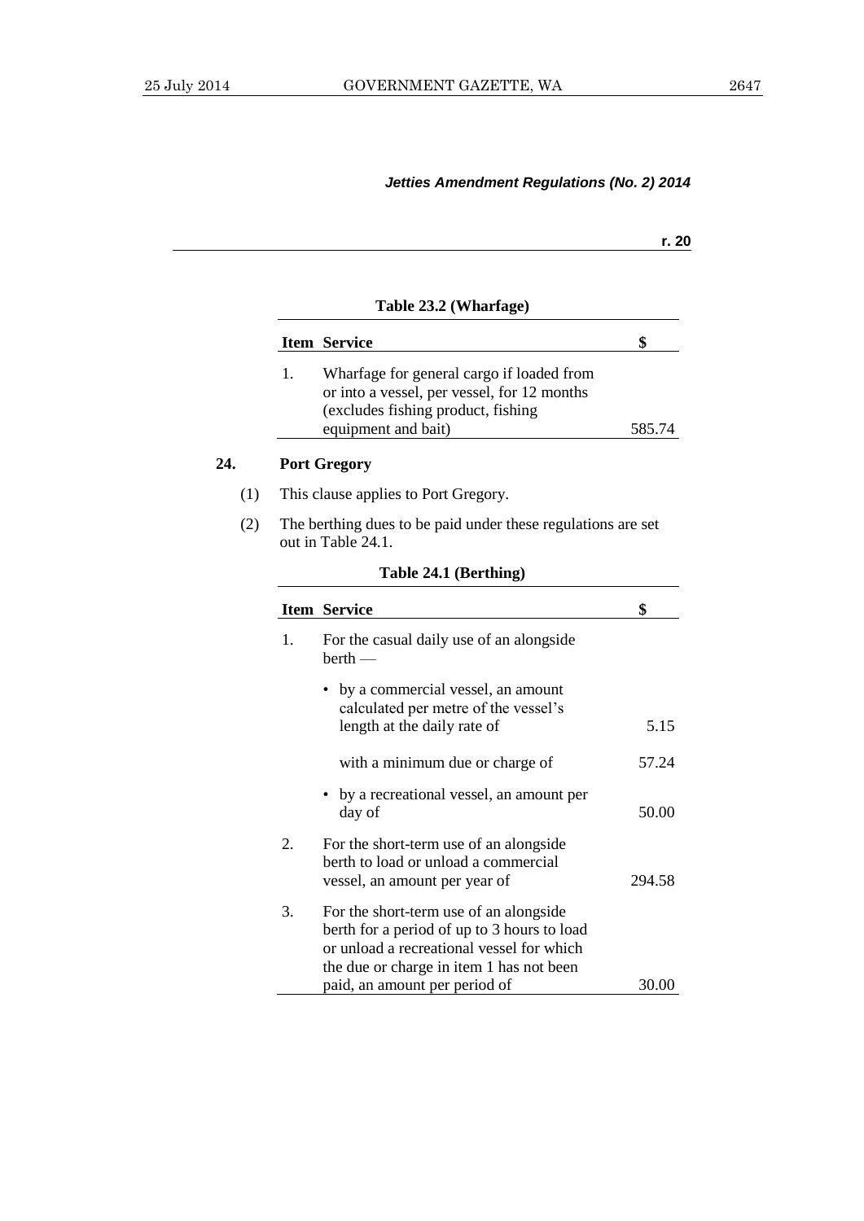**Table 23.2 (Wharfage)**

| Item | Service | $ |
|---|---|---|
| 1. | Wharfage for general cargo if loaded from or into a vessel, per vessel, for 12 months (excludes fishing product, fishing equipment and bait) | 585.74 |

### 24. Port Gregory

(1) This clause applies to Port Gregory.

(2) The berthing dues to be paid under these regulations are set out in Table 24.1.

**Table 24.1 (Berthing)**

| Item | Service | $ |
|---|---|---|
| 1. | For the casual daily use of an alongside berth — | |
| | • by a commercial vessel, an amount calculated per metre of the vessel's length at the daily rate of | 5.15 |
| | with a minimum due or charge of | 57.24 |
| | • by a recreational vessel, an amount per day of | 50.00 |
| 2. | For the short-term use of an alongside berth to load or unload a commercial vessel, an amount per year of | 294.58 |
| 3. | For the short-term use of an alongside berth for a period of up to 3 hours to load or unload a recreational vessel for which the due or charge in item 1 has not been paid, an amount per period of | 30.00 |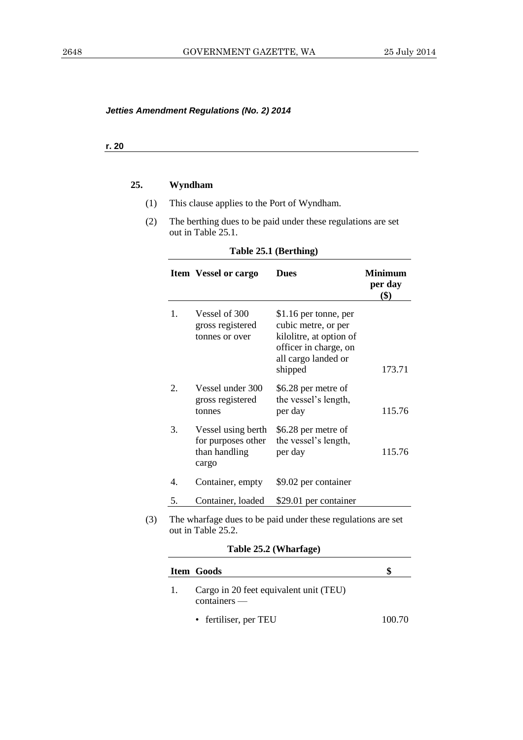*Jetties Amendment Regulations (No. 2) 2014*

**r. 20**

**25. Wyndham**

(1) This clause applies to the Port of Wyndham.

(2) The berthing dues to be paid under these regulations are set out in Table 25.1.

**Table 25.1 (Berthing)**

| Item | Vessel or cargo | Dues | Minimum per day ($) |
|---|---|---|---|
| 1. | Vessel of 300 gross registered tonnes or over | $1.16 per tonne, per cubic metre, or per kilolitre, at option of officer in charge, on all cargo landed or shipped | 173.71 |
| 2. | Vessel under 300 gross registered tonnes | $6.28 per metre of the vessel's length, per day | 115.76 |
| 3. | Vessel using berth for purposes other than handling cargo | $6.28 per metre of the vessel's length, per day | 115.76 |
| 4. | Container, empty | $9.02 per container | |
| 5. | Container, loaded | $29.01 per container | |

(3) The wharfage dues to be paid under these regulations are set out in Table 25.2.

**Table 25.2 (Wharfage)**

| Item | Goods | $ |
|---|---|---|
| 1. | Cargo in 20 feet equivalent unit (TEU) containers — | |
| | • fertiliser, per TEU | 100.70 |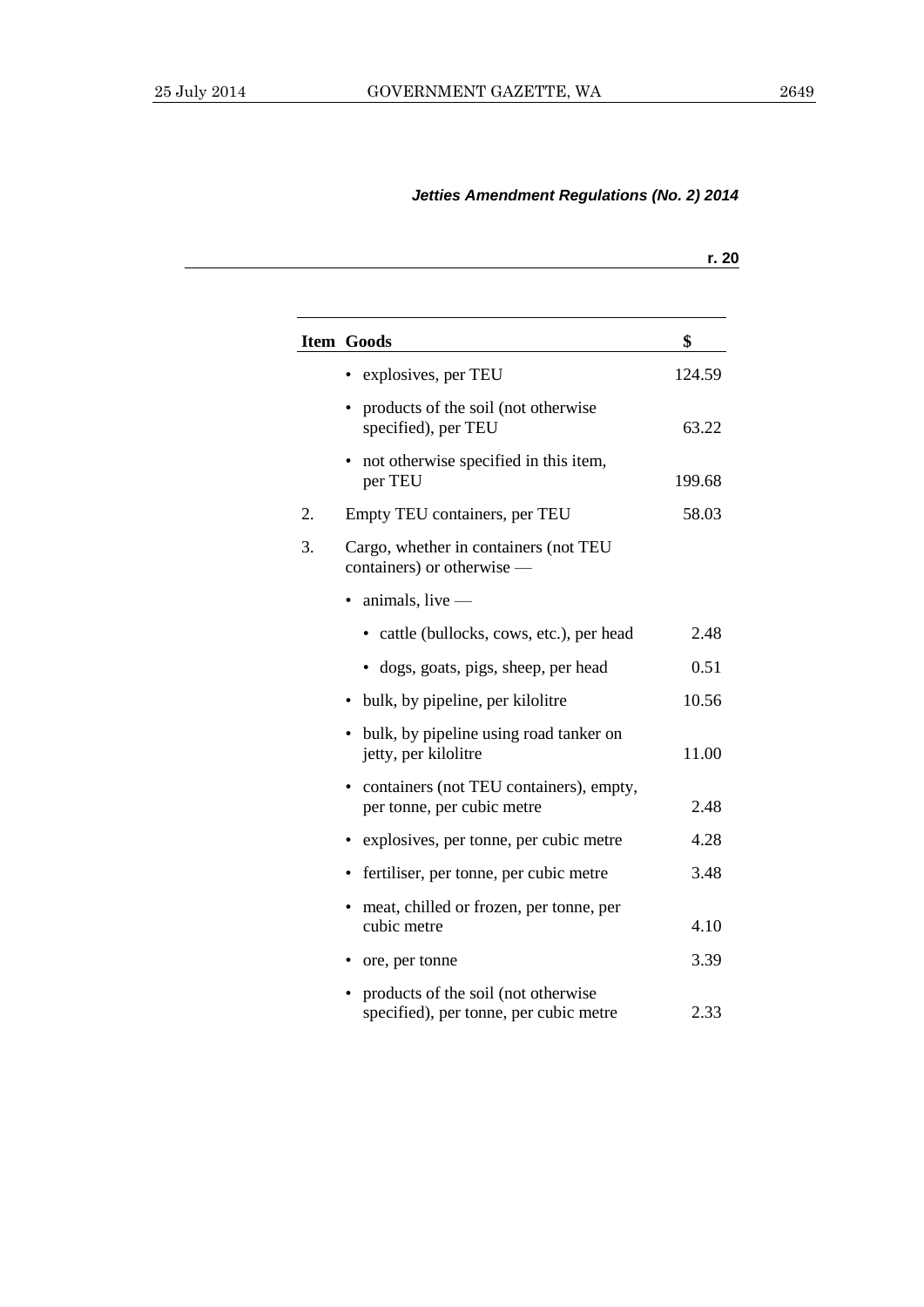| Item | Goods | $ |
|---|---|---|
| | • explosives, per TEU | 124.59 |
| | • products of the soil (not otherwise specified), per TEU | 63.22 |
| | • not otherwise specified in this item, per TEU | 199.68 |
| 2. | Empty TEU containers, per TEU | 58.03 |
| 3. | Cargo, whether in containers (not TEU containers) or otherwise — | |
| | • animals, live — | |
| | • cattle (bullocks, cows, etc.), per head | 2.48 |
| | • dogs, goats, pigs, sheep, per head | 0.51 |
| | • bulk, by pipeline, per kilolitre | 10.56 |
| | • bulk, by pipeline using road tanker on jetty, per kilolitre | 11.00 |
| | • containers (not TEU containers), empty, per tonne, per cubic metre | 2.48 |
| | • explosives, per tonne, per cubic metre | 4.28 |
| | • fertiliser, per tonne, per cubic metre | 3.48 |
| | • meat, chilled or frozen, per tonne, per cubic metre | 4.10 |
| | • ore, per tonne | 3.39 |
| | • products of the soil (not otherwise specified), per tonne, per cubic metre | 2.33 |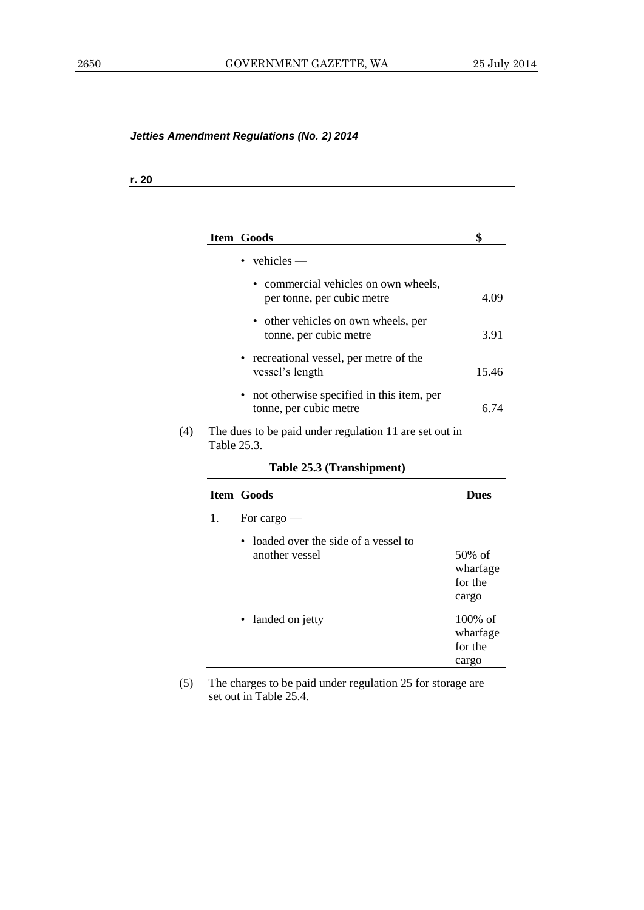*Jetties Amendment Regulations (No. 2) 2014*

**r. 20**

| Item | Goods | $ |
|---|---|---|
| | • vehicles — | |
| | • commercial vehicles on own wheels, per tonne, per cubic metre | 4.09 |
| | • other vehicles on own wheels, per tonne, per cubic metre | 3.91 |
| | • recreational vessel, per metre of the vessel's length | 15.46 |
| | • not otherwise specified in this item, per tonne, per cubic metre | 6.74 |

(4) The dues to be paid under regulation 11 are set out in Table 25.3.

**Table 25.3 (Transhipment)**

| Item | Goods | Dues |
|---|---|---|
| 1. | For cargo — | |
| | • loaded over the side of a vessel to another vessel | 50% of wharfage for the cargo |
| | • landed on jetty | 100% of wharfage for the cargo |

(5) The charges to be paid under regulation 25 for storage are set out in Table 25.4.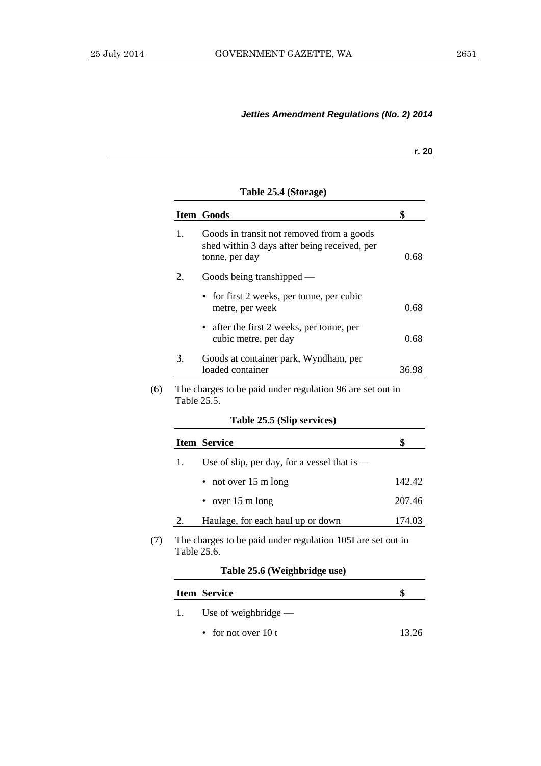*Jetties Amendment Regulations (No. 2) 2014*

**r. 20**

**Table 25.4 (Storage)**

| Item | Goods | $ |
|---|---|---|
| 1. | Goods in transit not removed from a goods shed within 3 days after being received, per tonne, per day | 0.68 |
| 2. | Goods being transhipped — | |
| | • for first 2 weeks, per tonne, per cubic metre, per week | 0.68 |
| | • after the first 2 weeks, per tonne, per cubic metre, per day | 0.68 |
| 3. | Goods at container park, Wyndham, per loaded container | 36.98 |

(6) The charges to be paid under regulation 96 are set out in Table 25.5.

**Table 25.5 (Slip services)**

| Item | Service | $ |
|---|---|---|
| 1. | Use of slip, per day, for a vessel that is — | |
| | • not over 15 m long | 142.42 |
| | • over 15 m long | 207.46 |
| 2. | Haulage, for each haul up or down | 174.03 |

(7) The charges to be paid under regulation 105I are set out in Table 25.6.

**Table 25.6 (Weighbridge use)**

| Item | Service | $ |
|---|---|---|
| 1. | Use of weighbridge — | |
| | • for not over 10 t | 13.26 |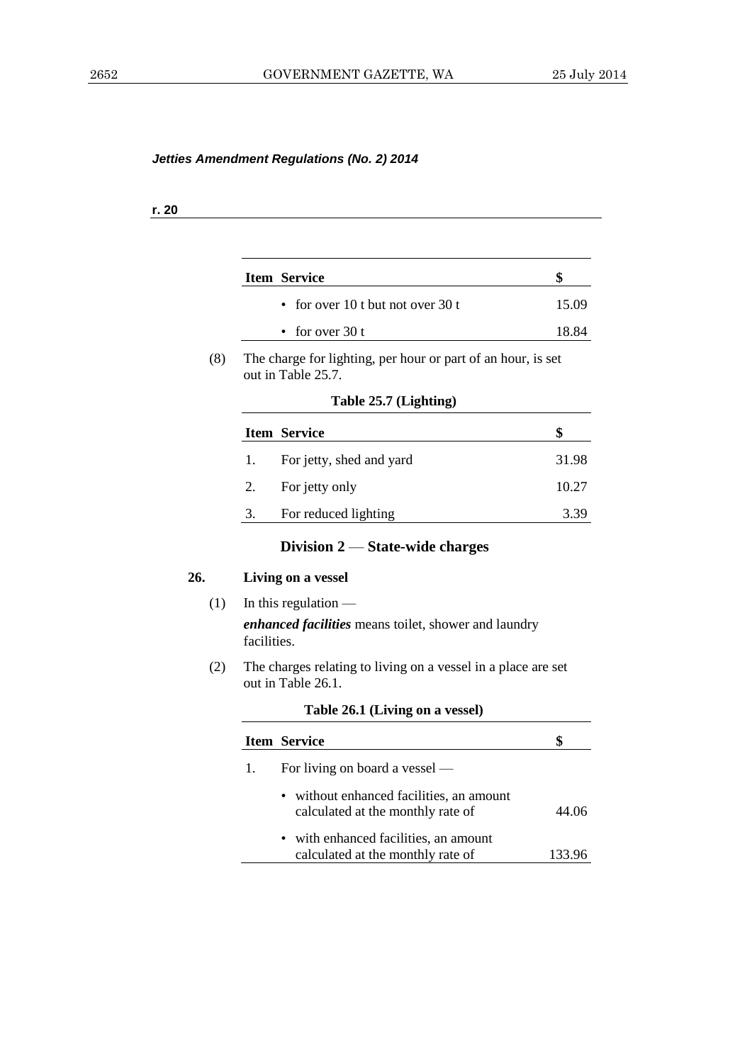| Item | Service | $ |
|---|---|---|
| | • for over 10 t but not over 30 t | 15.09 |
| | • for over 30 t | 18.84 |

(8) The charge for lighting, per hour or part of an hour, is set out in Table 25.7.

**Table 25.7 (Lighting)**

| Item | Service | $ |
|---|---|---|
| 1. | For jetty, shed and yard | 31.98 |
| 2. | For jetty only | 10.27 |
| 3. | For reduced lighting | 3.39 |

## Division 2 — State-wide charges

### 26. Living on a vessel

(1) In this regulation —

***enhanced facilities*** means toilet, shower and laundry facilities.

(2) The charges relating to living on a vessel in a place are set out in Table 26.1.

**Table 26.1 (Living on a vessel)**

| Item | Service | $ |
|---|---|---|
| 1. | For living on board a vessel — | |
| | • without enhanced facilities, an amount calculated at the monthly rate of | 44.06 |
| | • with enhanced facilities, an amount calculated at the monthly rate of | 133.96 |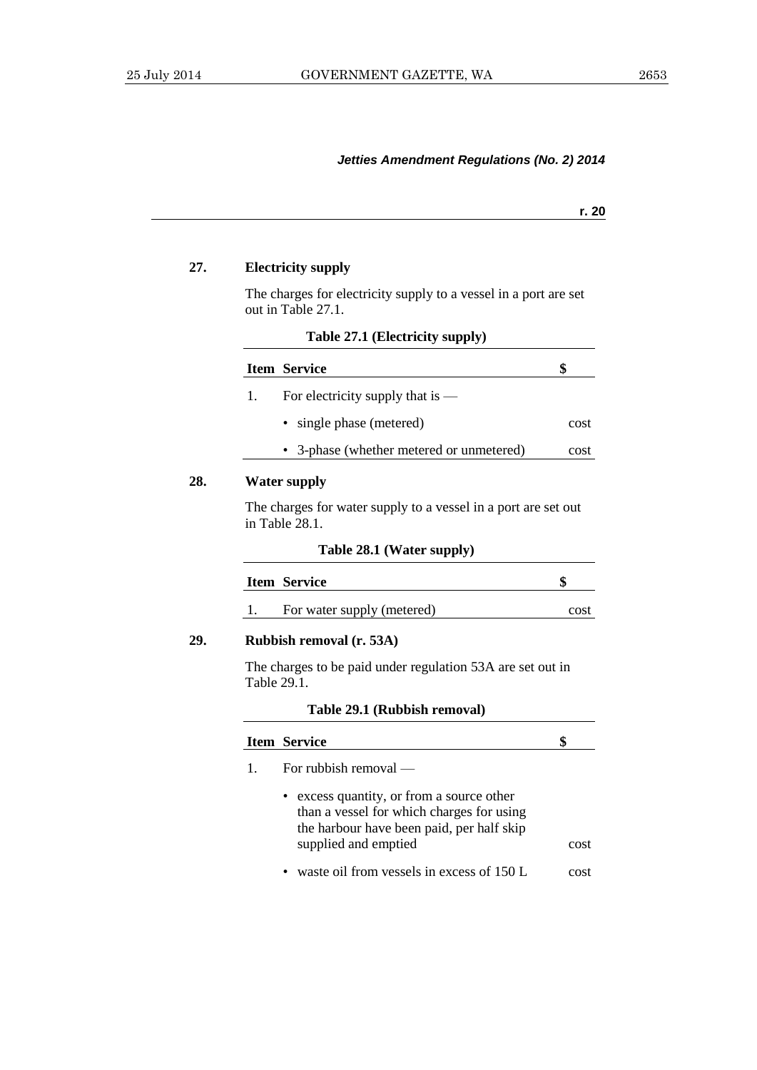*Jetties Amendment Regulations (No. 2) 2014*

**r. 20**

**27. Electricity supply**

The charges for electricity supply to a vessel in a port are set out in Table 27.1.

**Table 27.1 (Electricity supply)**

| Item | Service | $ |
|---|---|---|
| 1. | For electricity supply that is — | |
| | • single phase (metered) | cost |
| | • 3-phase (whether metered or unmetered) | cost |

**28. Water supply**

The charges for water supply to a vessel in a port are set out in Table 28.1.

**Table 28.1 (Water supply)**

| Item | Service | $ |
|---|---|---|
| 1. | For water supply (metered) | cost |

**29. Rubbish removal (r. 53A)**

The charges to be paid under regulation 53A are set out in Table 29.1.

**Table 29.1 (Rubbish removal)**

| Item | Service | $ |
|---|---|---|
| 1. | For rubbish removal — | |
| | • excess quantity, or from a source other than a vessel for which charges for using the harbour have been paid, per half skip supplied and emptied | cost |
| | • waste oil from vessels in excess of 150 L | cost |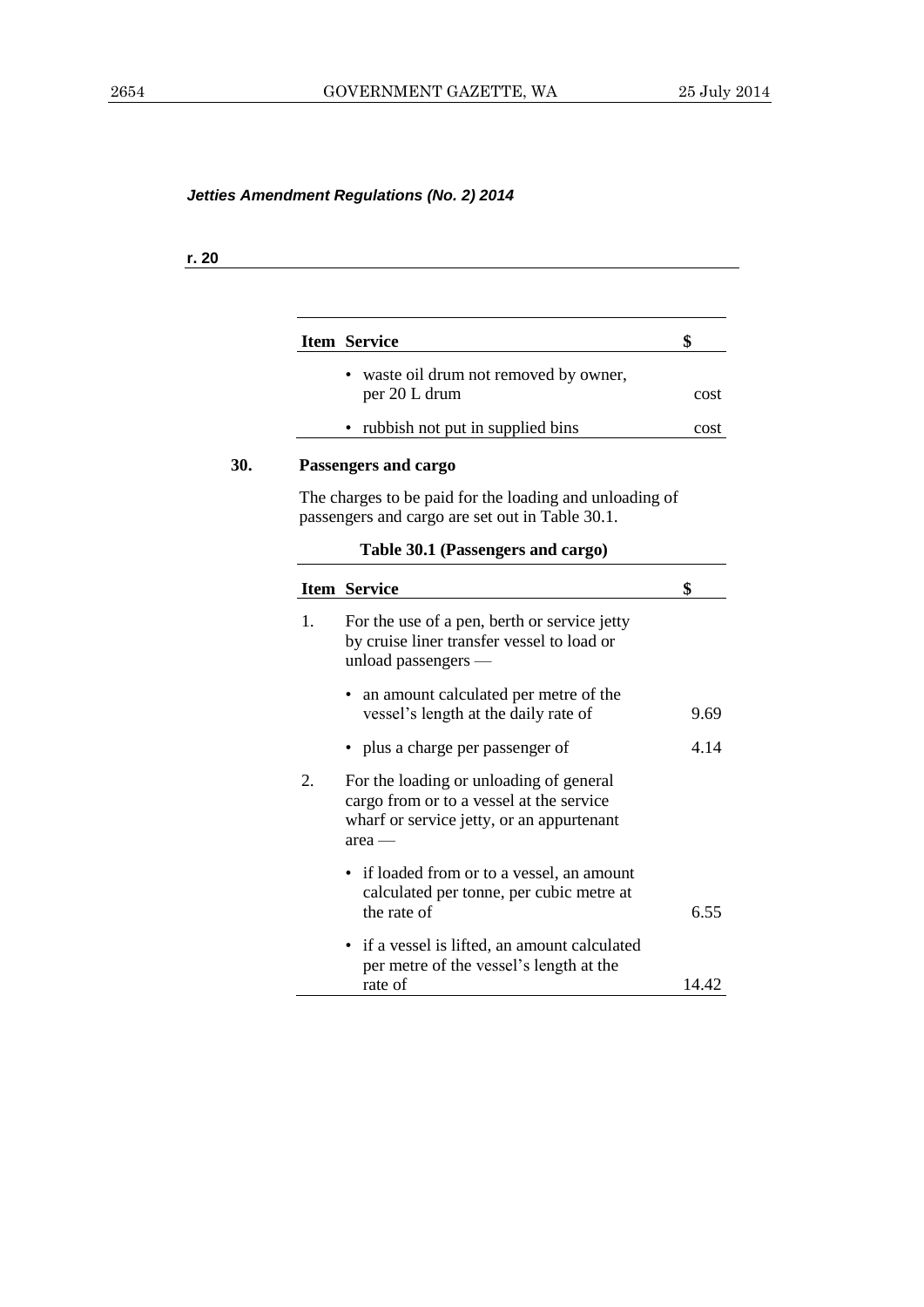*Jetties Amendment Regulations (No. 2) 2014*

**r. 20**

| Item | Service | $ |
|---|---|---|
| | • waste oil drum not removed by owner, per 20 L drum | cost |
| | • rubbish not put in supplied bins | cost |

**30. Passengers and cargo**

The charges to be paid for the loading and unloading of passengers and cargo are set out in Table 30.1.

**Table 30.1 (Passengers and cargo)**

| Item | Service | $ |
|---|---|---|
| 1. | For the use of a pen, berth or service jetty by cruise liner transfer vessel to load or unload passengers — | |
| | • an amount calculated per metre of the vessel's length at the daily rate of | 9.69 |
| | • plus a charge per passenger of | 4.14 |
| 2. | For the loading or unloading of general cargo from or to a vessel at the service wharf or service jetty, or an appurtenant area — | |
| | • if loaded from or to a vessel, an amount calculated per tonne, per cubic metre at the rate of | 6.55 |
| | • if a vessel is lifted, an amount calculated per metre of the vessel's length at the rate of | 14.42 |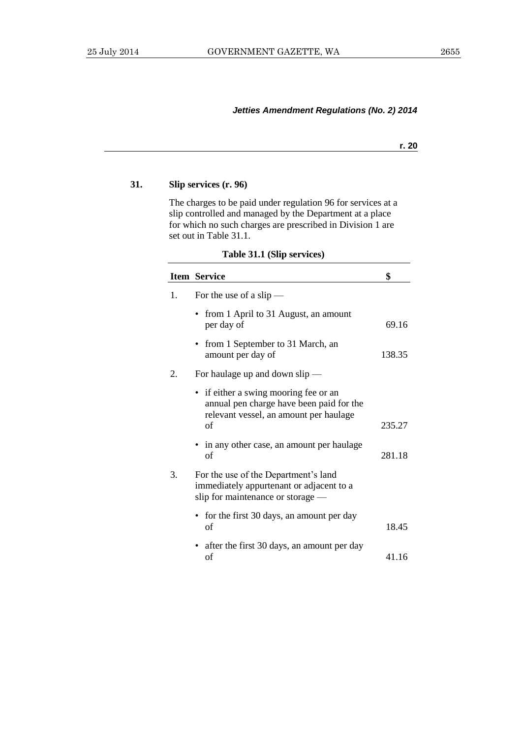### 31. Slip services (r. 96)

The charges to be paid under regulation 96 for services at a slip controlled and managed by the Department at a place for which no such charges are prescribed in Division 1 are set out in Table 31.1.

**Table 31.1 (Slip services)**

| Item | Service | $ |
|---|---|---|
| 1. | For the use of a slip — | |
| | • from 1 April to 31 August, an amount per day of | 69.16 |
| | • from 1 September to 31 March, an amount per day of | 138.35 |
| 2. | For haulage up and down slip — | |
| | • if either a swing mooring fee or an annual pen charge have been paid for the relevant vessel, an amount per haulage of | 235.27 |
| | • in any other case, an amount per haulage of | 281.18 |
| 3. | For the use of the Department's land immediately appurtenant or adjacent to a slip for maintenance or storage — | |
| | • for the first 30 days, an amount per day of | 18.45 |
| | • after the first 30 days, an amount per day of | 41.16 |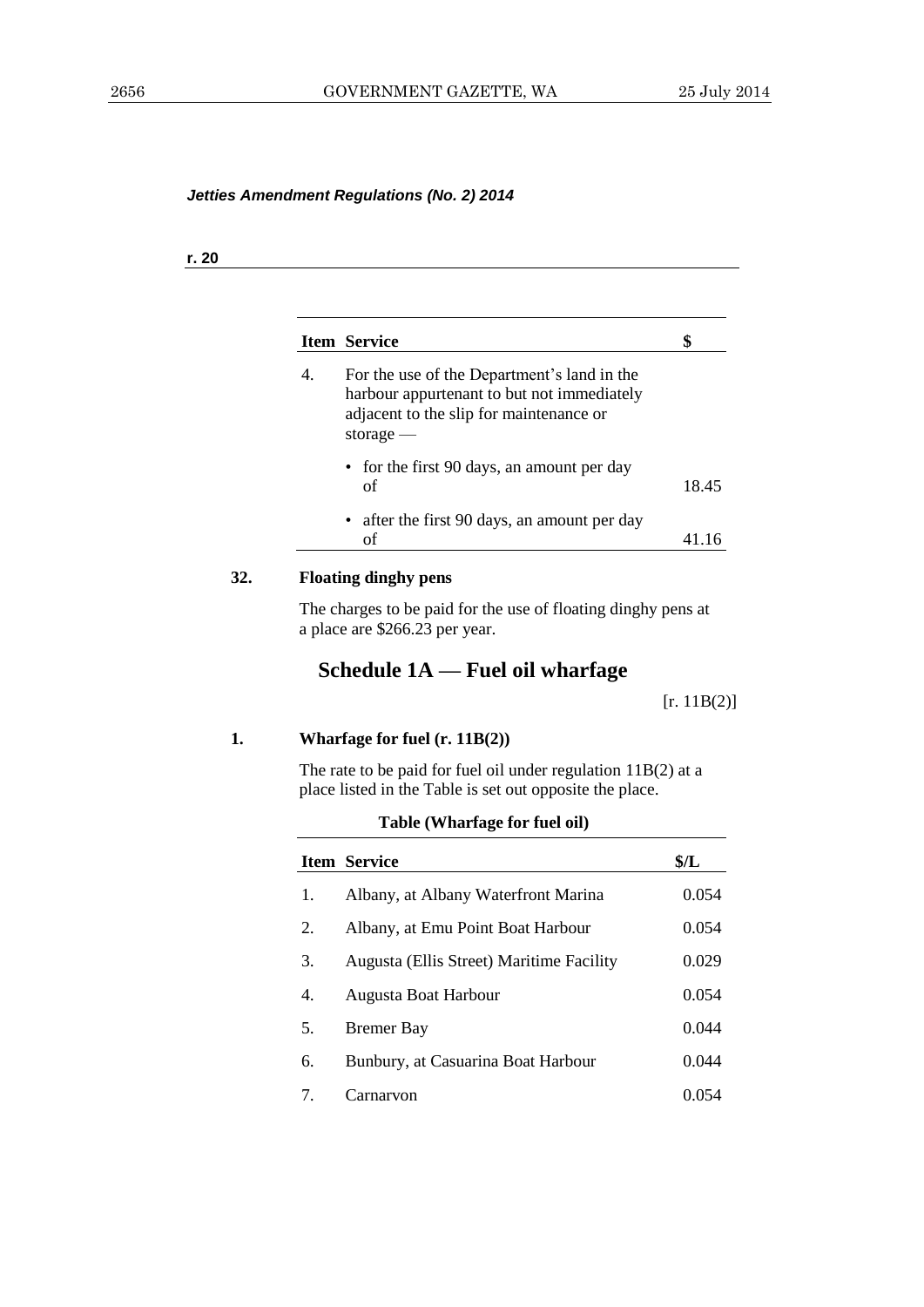*Jetties Amendment Regulations (No. 2) 2014*

**r. 20**

| Item | Service | $ |
|---|---|---|
| 4. | For the use of the Department's land in the harbour appurtenant to but not immediately adjacent to the slip for maintenance or storage — | |
| | • for the first 90 days, an amount per day of | 18.45 |
| | • after the first 90 days, an amount per day of | 41.16 |

**32. Floating dinghy pens**

The charges to be paid for the use of floating dinghy pens at a place are $266.23 per year.

## Schedule 1A — Fuel oil wharfage

[r. 11B(2)]

**1. Wharfage for fuel (r. 11B(2))**

The rate to be paid for fuel oil under regulation 11B(2) at a place listed in the Table is set out opposite the place.

**Table (Wharfage for fuel oil)**

| Item | Service | $/L |
|---|---|---|
| 1. | Albany, at Albany Waterfront Marina | 0.054 |
| 2. | Albany, at Emu Point Boat Harbour | 0.054 |
| 3. | Augusta (Ellis Street) Maritime Facility | 0.029 |
| 4. | Augusta Boat Harbour | 0.054 |
| 5. | Bremer Bay | 0.044 |
| 6. | Bunbury, at Casuarina Boat Harbour | 0.044 |
| 7. | Carnarvon | 0.054 |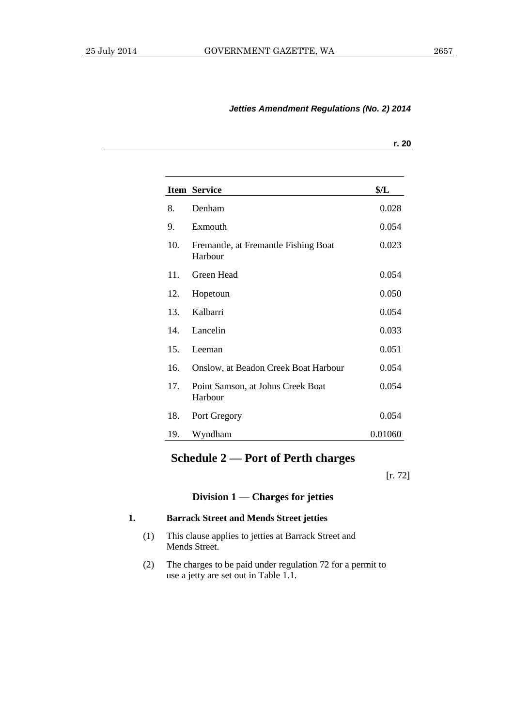| Item | Service | $/L |
|---|---|---|
| 8. | Denham | 0.028 |
| 9. | Exmouth | 0.054 |
| 10. | Fremantle, at Fremantle Fishing Boat Harbour | 0.023 |
| 11. | Green Head | 0.054 |
| 12. | Hopetoun | 0.050 |
| 13. | Kalbarri | 0.054 |
| 14. | Lancelin | 0.033 |
| 15. | Leeman | 0.051 |
| 16. | Onslow, at Beadon Creek Boat Harbour | 0.054 |
| 17. | Point Samson, at Johns Creek Boat Harbour | 0.054 |
| 18. | Port Gregory | 0.054 |
| 19. | Wyndham | 0.01060 |

## Schedule 2 — Port of Perth charges

[r. 72]

### Division 1 — Charges for jetties

**1. Barrack Street and Mends Street jetties**

(1) This clause applies to jetties at Barrack Street and Mends Street.

(2) The charges to be paid under regulation 72 for a permit to use a jetty are set out in Table 1.1.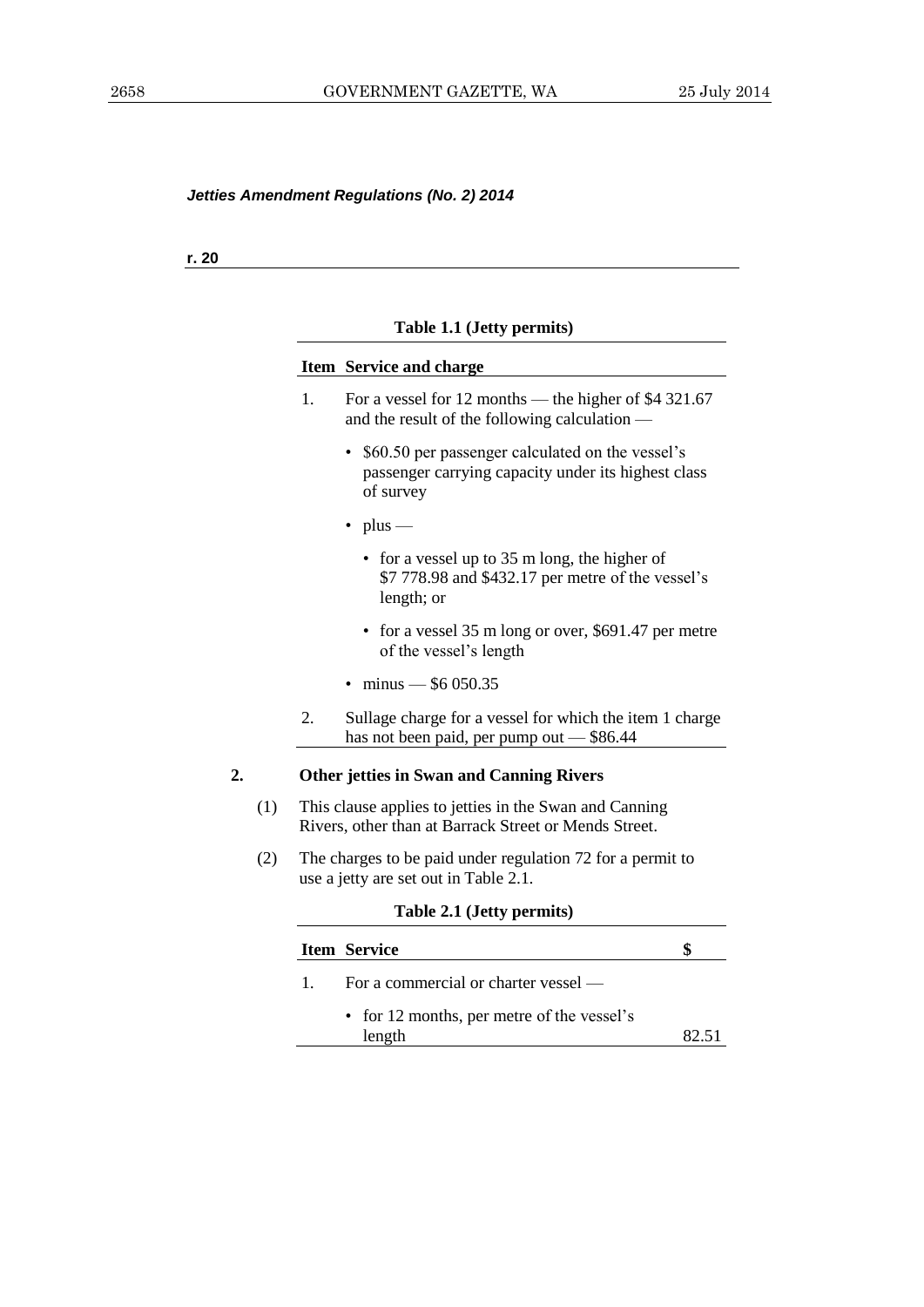*Jetties Amendment Regulations (No. 2) 2014*

**r. 20**

**Table 1.1 (Jetty permits)**

| Item | Service and charge |
|---|---|
| 1. | For a vessel for 12 months — the higher of $4 321.67 and the result of the following calculation — <br>• $60.50 per passenger calculated on the vessel's passenger carrying capacity under its highest class of survey <br>• plus — <br>  • for a vessel up to 35 m long, the higher of $7 778.98 and $432.17 per metre of the vessel's length; or <br>  • for a vessel 35 m long or over, $691.47 per metre of the vessel's length <br>• minus — $6 050.35 |
| 2. | Sullage charge for a vessel for which the item 1 charge has not been paid, per pump out — $86.44 |

**2. Other jetties in Swan and Canning Rivers**

(1) This clause applies to jetties in the Swan and Canning Rivers, other than at Barrack Street or Mends Street.

(2) The charges to be paid under regulation 72 for a permit to use a jetty are set out in Table 2.1.

**Table 2.1 (Jetty permits)**

| Item | Service | $ |
|---|---|---|
| 1. | For a commercial or charter vessel — | |
| | • for 12 months, per metre of the vessel's length | 82.51 |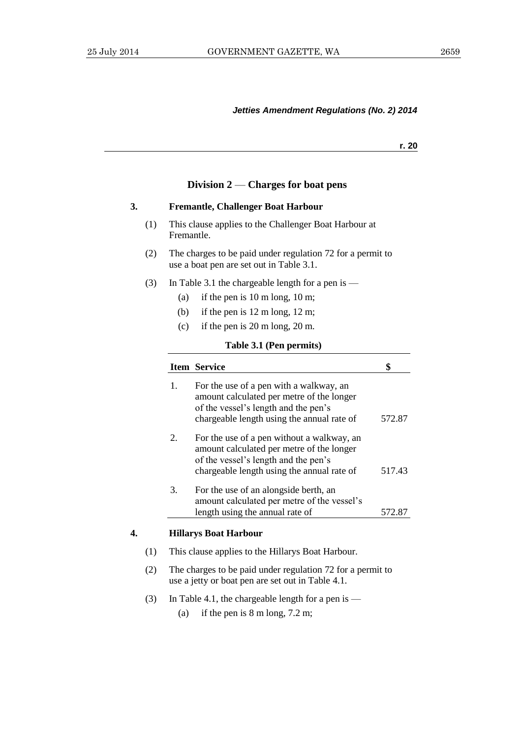**r. 20**

### Division 2 — Charges for boat pens

**3. Fremantle, Challenger Boat Harbour**

(1) This clause applies to the Challenger Boat Harbour at Fremantle.

(2) The charges to be paid under regulation 72 for a permit to use a boat pen are set out in Table 3.1.

(3) In Table 3.1 the chargeable length for a pen is —

(a) if the pen is 10 m long, 10 m;

(b) if the pen is 12 m long, 12 m;

(c) if the pen is 20 m long, 20 m.

**Table 3.1 (Pen permits)**

| Item | Service | $ |
|---|---|---|
| 1. | For the use of a pen with a walkway, an amount calculated per metre of the longer of the vessel's length and the pen's chargeable length using the annual rate of | 572.87 |
| 2. | For the use of a pen without a walkway, an amount calculated per metre of the longer of the vessel's length and the pen's chargeable length using the annual rate of | 517.43 |
| 3. | For the use of an alongside berth, an amount calculated per metre of the vessel's length using the annual rate of | 572.87 |

**4. Hillarys Boat Harbour**

(1) This clause applies to the Hillarys Boat Harbour.

(2) The charges to be paid under regulation 72 for a permit to use a jetty or boat pen are set out in Table 4.1.

(3) In Table 4.1, the chargeable length for a pen is —

(a) if the pen is 8 m long, 7.2 m;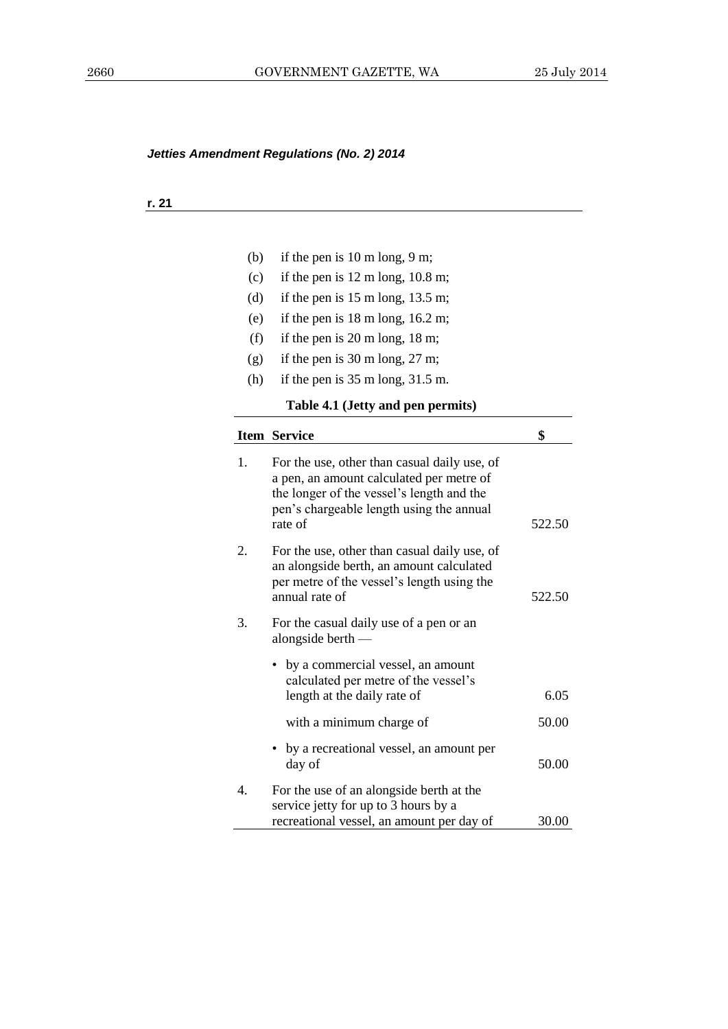*Jetties Amendment Regulations (No. 2) 2014*

**r. 21**

(b) if the pen is 10 m long, 9 m;

(c) if the pen is 12 m long, 10.8 m;

(d) if the pen is 15 m long, 13.5 m;

(e) if the pen is 18 m long, 16.2 m;

(f) if the pen is 20 m long, 18 m;

(g) if the pen is 30 m long, 27 m;

(h) if the pen is 35 m long, 31.5 m.

**Table 4.1 (Jetty and pen permits)**

| Item | Service | $ |
|---|---|---|
| 1. | For the use, other than casual daily use, of a pen, an amount calculated per metre of the longer of the vessel's length and the pen's chargeable length using the annual rate of | 522.50 |
| 2. | For the use, other than casual daily use, of an alongside berth, an amount calculated per metre of the vessel's length using the annual rate of | 522.50 |
| 3. | For the casual daily use of a pen or an alongside berth — | |
| | • by a commercial vessel, an amount calculated per metre of the vessel's length at the daily rate of | 6.05 |
| | with a minimum charge of | 50.00 |
| | • by a recreational vessel, an amount per day of | 50.00 |
| 4. | For the use of an alongside berth at the service jetty for up to 3 hours by a recreational vessel, an amount per day of | 30.00 |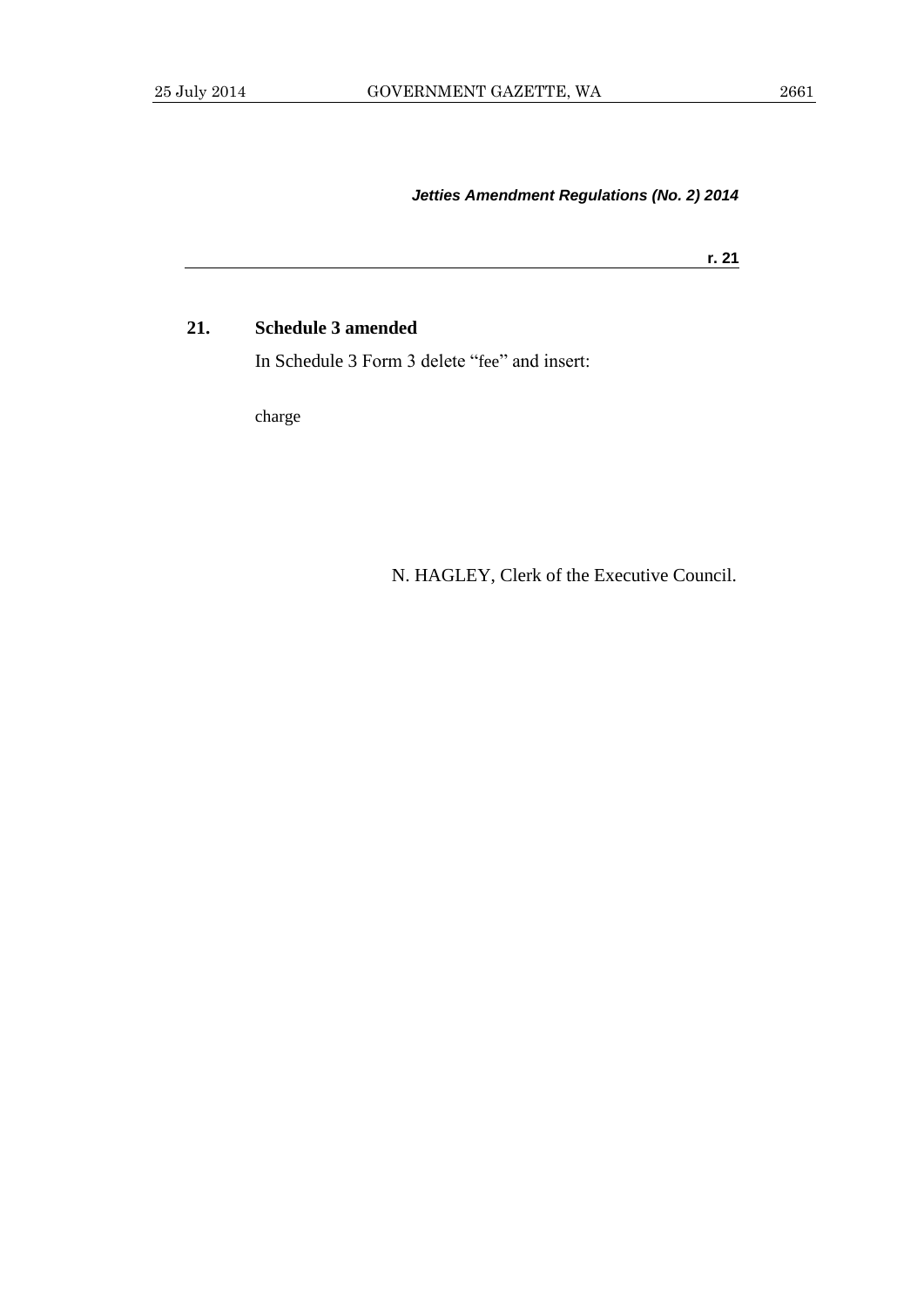## 21. Schedule 3 amended

In Schedule 3 Form 3 delete "fee" and insert:

charge

N. HAGLEY, Clerk of the Executive Council.